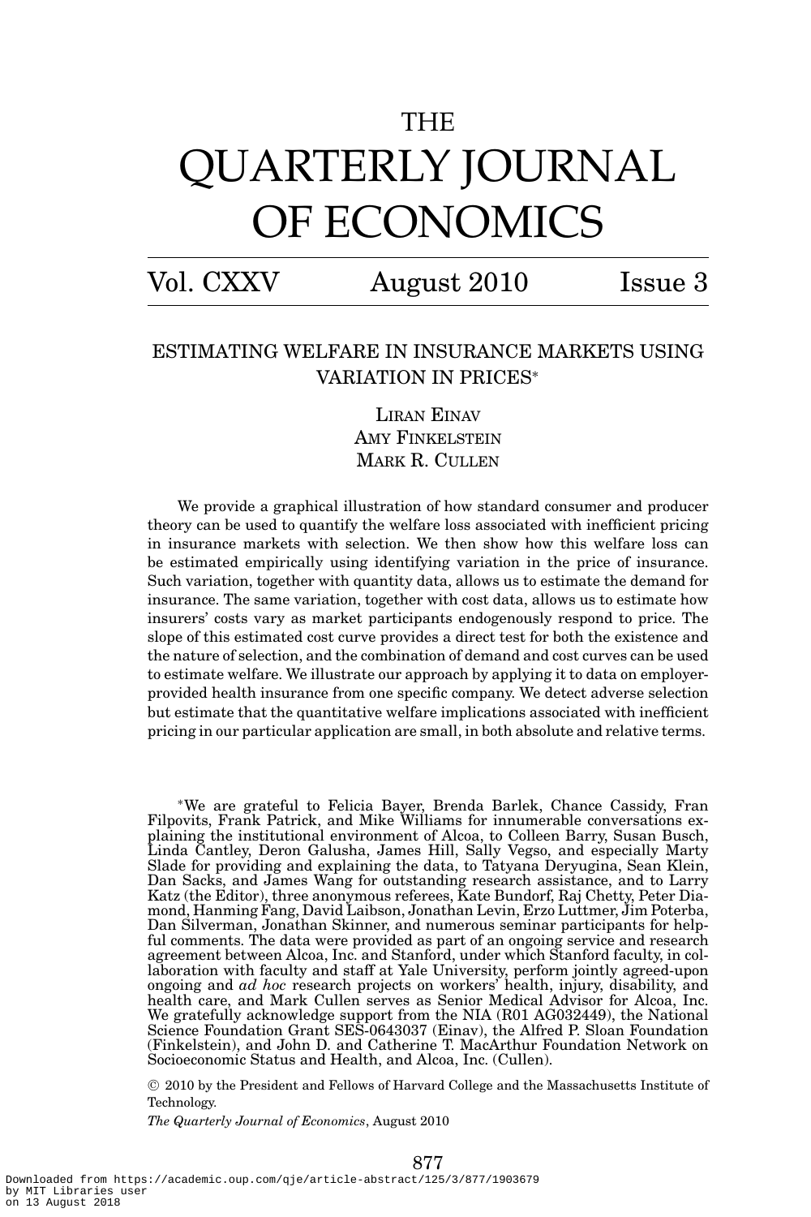# THE QUARTERLY JOURNAL OF ECONOMICS

Vol. CXXV August 2010 Issue 3

## ESTIMATING WELFARE IN INSURANCE MARKETS USING VARIATION IN PRICES*

LIRAN EINAV
AMY FINKELSTEIN
MARK R. CULLEN

We provide a graphical illustration of how standard consumer and producer theory can be used to quantify the welfare loss associated with inefficient pricing in insurance markets with selection. We then show how this welfare loss can be estimated empirically using identifying variation in the price of insurance. Such variation, together with quantity data, allows us to estimate the demand for insurance. The same variation, together with cost data, allows us to estimate how insurers' costs vary as market participants endogenously respond to price. The slope of this estimated cost curve provides a direct test for both the existence and the nature of selection, and the combination of demand and cost curves can be used to estimate welfare. We illustrate our approach by applying it to data on employer-provided health insurance from one specific company. We detect adverse selection but estimate that the quantitative welfare implications associated with inefficient pricing in our particular application are small, in both absolute and relative terms.

*We are grateful to Felicia Bayer, Brenda Barlek, Chance Cassidy, Fran Filpovits, Frank Patrick, and Mike Williams for innumerable conversations explaining the institutional environment of Alcoa, to Colleen Barry, Susan Busch, Linda Cantley, Deron Galusha, James Hill, Sally Vegso, and especially Marty Slade for providing and explaining the data, to Tatyana Deryugina, Sean Klein, Dan Sacks, and James Wang for outstanding research assistance, and to Larry Katz (the Editor), three anonymous referees, Kate Bundorf, Raj Chetty, Peter Diamond, Hanming Fang, David Laibson, Jonathan Levin, Erzo Luttmer, Jim Poterba, Dan Silverman, Jonathan Skinner, and numerous seminar participants for helpful comments. The data were provided as part of an ongoing service and research agreement between Alcoa, Inc. and Stanford, under which Stanford faculty, in collaboration with faculty and staff at Yale University, perform jointly agreed-upon ongoing and *ad hoc* research projects on workers' health, injury, disability, and health care, and Mark Cullen serves as Senior Medical Advisor for Alcoa, Inc. We gratefully acknowledge support from the NIA (R01 AG032449), the National Science Foundation Grant SES-0643037 (Einav), the Alfred P. Sloan Foundation (Finkelstein), and John D. and Catherine T. MacArthur Foundation Network on Socioeconomic Status and Health, and Alcoa, Inc. (Cullen).

© 2010 by the President and Fellows of Harvard College and the Massachusetts Institute of Technology.

*The Quarterly Journal of Economics*, August 2010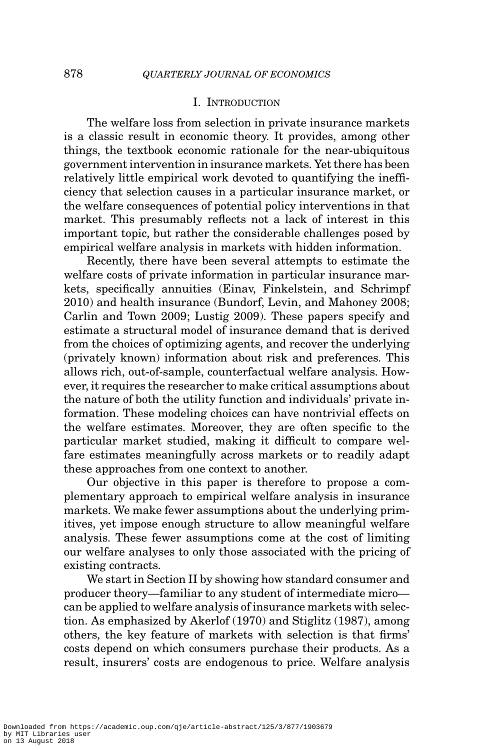## I. Introduction

The welfare loss from selection in private insurance markets is a classic result in economic theory. It provides, among other things, the textbook economic rationale for the near-ubiquitous government intervention in insurance markets. Yet there has been relatively little empirical work devoted to quantifying the inefficiency that selection causes in a particular insurance market, or the welfare consequences of potential policy interventions in that market. This presumably reflects not a lack of interest in this important topic, but rather the considerable challenges posed by empirical welfare analysis in markets with hidden information.

Recently, there have been several attempts to estimate the welfare costs of private information in particular insurance markets, specifically annuities (Einav, Finkelstein, and Schrimpf 2010) and health insurance (Bundorf, Levin, and Mahoney 2008; Carlin and Town 2009; Lustig 2009). These papers specify and estimate a structural model of insurance demand that is derived from the choices of optimizing agents, and recover the underlying (privately known) information about risk and preferences. This allows rich, out-of-sample, counterfactual welfare analysis. However, it requires the researcher to make critical assumptions about the nature of both the utility function and individuals' private information. These modeling choices can have nontrivial effects on the welfare estimates. Moreover, they are often specific to the particular market studied, making it difficult to compare welfare estimates meaningfully across markets or to readily adapt these approaches from one context to another.

Our objective in this paper is therefore to propose a complementary approach to empirical welfare analysis in insurance markets. We make fewer assumptions about the underlying primitives, yet impose enough structure to allow meaningful welfare analysis. These fewer assumptions come at the cost of limiting our welfare analyses to only those associated with the pricing of existing contracts.

We start in Section II by showing how standard consumer and producer theory—familiar to any student of intermediate micro—can be applied to welfare analysis of insurance markets with selection. As emphasized by Akerlof (1970) and Stiglitz (1987), among others, the key feature of markets with selection is that firms' costs depend on which consumers purchase their products. As a result, insurers' costs are endogenous to price. Welfare analysis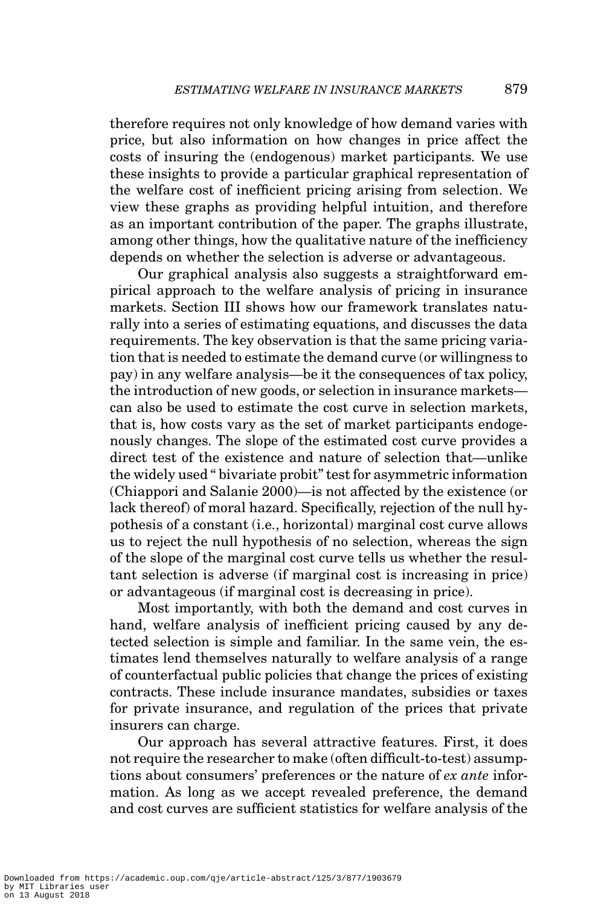therefore requires not only knowledge of how demand varies with price, but also information on how changes in price affect the costs of insuring the (endogenous) market participants. We use these insights to provide a particular graphical representation of the welfare cost of inefficient pricing arising from selection. We view these graphs as providing helpful intuition, and therefore as an important contribution of the paper. The graphs illustrate, among other things, how the qualitative nature of the inefficiency depends on whether the selection is adverse or advantageous.

Our graphical analysis also suggests a straightforward empirical approach to the welfare analysis of pricing in insurance markets. Section III shows how our framework translates naturally into a series of estimating equations, and discusses the data requirements. The key observation is that the same pricing variation that is needed to estimate the demand curve (or willingness to pay) in any welfare analysis—be it the consequences of tax policy, the introduction of new goods, or selection in insurance markets—can also be used to estimate the cost curve in selection markets, that is, how costs vary as the set of market participants endogenously changes. The slope of the estimated cost curve provides a direct test of the existence and nature of selection that—unlike the widely used "bivariate probit" test for asymmetric information (Chiappori and Salanie 2000)—is not affected by the existence (or lack thereof) of moral hazard. Specifically, rejection of the null hypothesis of a constant (i.e., horizontal) marginal cost curve allows us to reject the null hypothesis of no selection, whereas the sign of the slope of the marginal cost curve tells us whether the resultant selection is adverse (if marginal cost is increasing in price) or advantageous (if marginal cost is decreasing in price).

Most importantly, with both the demand and cost curves in hand, welfare analysis of inefficient pricing caused by any detected selection is simple and familiar. In the same vein, the estimates lend themselves naturally to welfare analysis of a range of counterfactual public policies that change the prices of existing contracts. These include insurance mandates, subsidies or taxes for private insurance, and regulation of the prices that private insurers can charge.

Our approach has several attractive features. First, it does not require the researcher to make (often difficult-to-test) assumptions about consumers' preferences or the nature of *ex ante* information. As long as we accept revealed preference, the demand and cost curves are sufficient statistics for welfare analysis of the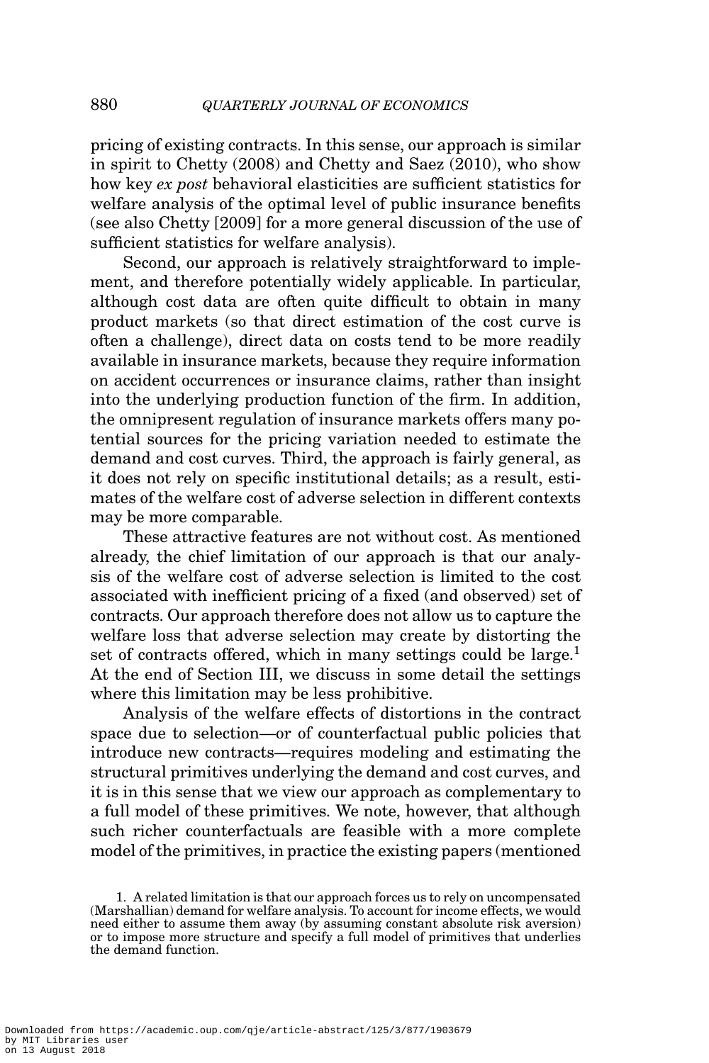pricing of existing contracts. In this sense, our approach is similar in spirit to Chetty (2008) and Chetty and Saez (2010), who show how key *ex post* behavioral elasticities are sufficient statistics for welfare analysis of the optimal level of public insurance benefits (see also Chetty [2009] for a more general discussion of the use of sufficient statistics for welfare analysis).

Second, our approach is relatively straightforward to implement, and therefore potentially widely applicable. In particular, although cost data are often quite difficult to obtain in many product markets (so that direct estimation of the cost curve is often a challenge), direct data on costs tend to be more readily available in insurance markets, because they require information on accident occurrences or insurance claims, rather than insight into the underlying production function of the firm. In addition, the omnipresent regulation of insurance markets offers many potential sources for the pricing variation needed to estimate the demand and cost curves. Third, the approach is fairly general, as it does not rely on specific institutional details; as a result, estimates of the welfare cost of adverse selection in different contexts may be more comparable.

These attractive features are not without cost. As mentioned already, the chief limitation of our approach is that our analysis of the welfare cost of adverse selection is limited to the cost associated with inefficient pricing of a fixed (and observed) set of contracts. Our approach therefore does not allow us to capture the welfare loss that adverse selection may create by distorting the set of contracts offered, which in many settings could be large.[1] At the end of Section III, we discuss in some detail the settings where this limitation may be less prohibitive.

Analysis of the welfare effects of distortions in the contract space due to selection—or of counterfactual public policies that introduce new contracts—requires modeling and estimating the structural primitives underlying the demand and cost curves, and it is in this sense that we view our approach as complementary to a full model of these primitives. We note, however, that although such richer counterfactuals are feasible with a more complete model of the primitives, in practice the existing papers (mentioned

1. A related limitation is that our approach forces us to rely on uncompensated (Marshallian) demand for welfare analysis. To account for income effects, we would need either to assume them away (by assuming constant absolute risk aversion) or to impose more structure and specify a full model of primitives that underlies the demand function.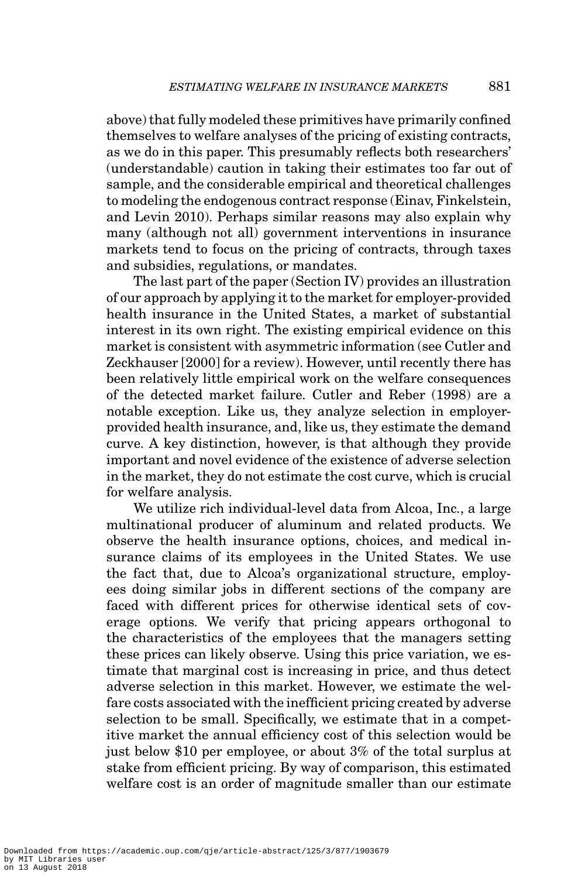above) that fully modeled these primitives have primarily confined themselves to welfare analyses of the pricing of existing contracts, as we do in this paper. This presumably reflects both researchers' (understandable) caution in taking their estimates too far out of sample, and the considerable empirical and theoretical challenges to modeling the endogenous contract response (Einav, Finkelstein, and Levin 2010). Perhaps similar reasons may also explain why many (although not all) government interventions in insurance markets tend to focus on the pricing of contracts, through taxes and subsidies, regulations, or mandates.

The last part of the paper (Section IV) provides an illustration of our approach by applying it to the market for employer-provided health insurance in the United States, a market of substantial interest in its own right. The existing empirical evidence on this market is consistent with asymmetric information (see Cutler and Zeckhauser [2000] for a review). However, until recently there has been relatively little empirical work on the welfare consequences of the detected market failure. Cutler and Reber (1998) are a notable exception. Like us, they analyze selection in employer-provided health insurance, and, like us, they estimate the demand curve. A key distinction, however, is that although they provide important and novel evidence of the existence of adverse selection in the market, they do not estimate the cost curve, which is crucial for welfare analysis.

We utilize rich individual-level data from Alcoa, Inc., a large multinational producer of aluminum and related products. We observe the health insurance options, choices, and medical insurance claims of its employees in the United States. We use the fact that, due to Alcoa's organizational structure, employees doing similar jobs in different sections of the company are faced with different prices for otherwise identical sets of coverage options. We verify that pricing appears orthogonal to the characteristics of the employees that the managers setting these prices can likely observe. Using this price variation, we estimate that marginal cost is increasing in price, and thus detect adverse selection in this market. However, we estimate the welfare costs associated with the inefficient pricing created by adverse selection to be small. Specifically, we estimate that in a competitive market the annual efficiency cost of this selection would be just below \$10 per employee, or about 3% of the total surplus at stake from efficient pricing. By way of comparison, this estimated welfare cost is an order of magnitude smaller than our estimate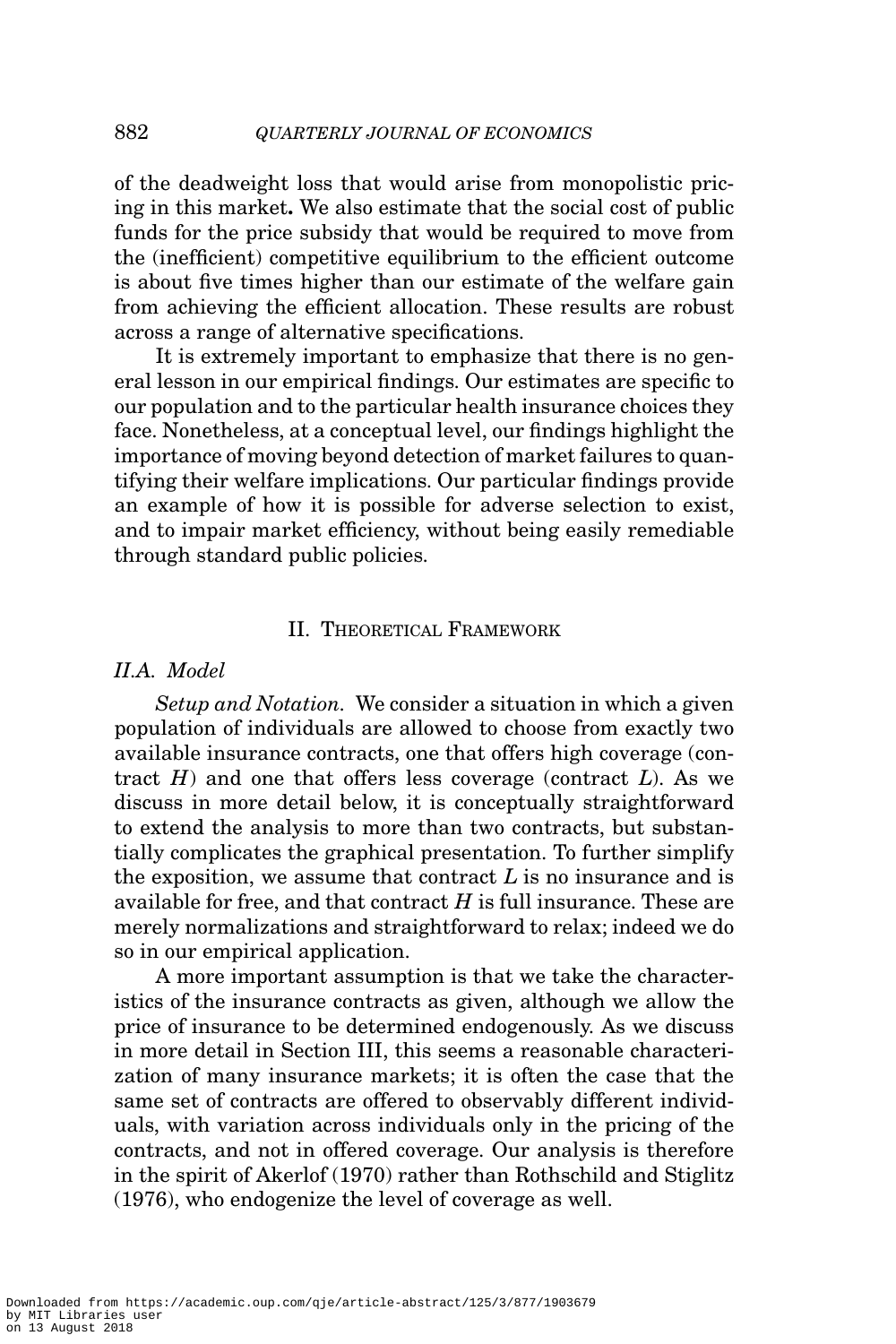of the deadweight loss that would arise from monopolistic pricing in this market**.** We also estimate that the social cost of public funds for the price subsidy that would be required to move from the (inefficient) competitive equilibrium to the efficient outcome is about five times higher than our estimate of the welfare gain from achieving the efficient allocation. These results are robust across a range of alternative specifications.

It is extremely important to emphasize that there is no general lesson in our empirical findings. Our estimates are specific to our population and to the particular health insurance choices they face. Nonetheless, at a conceptual level, our findings highlight the importance of moving beyond detection of market failures to quantifying their welfare implications. Our particular findings provide an example of how it is possible for adverse selection to exist, and to impair market efficiency, without being easily remediable through standard public policies.

## II. Theoretical Framework

### II.A. Model

*Setup and Notation.* We consider a situation in which a given population of individuals are allowed to choose from exactly two available insurance contracts, one that offers high coverage (contract $H$) and one that offers less coverage (contract $L$). As we discuss in more detail below, it is conceptually straightforward to extend the analysis to more than two contracts, but substantially complicates the graphical presentation. To further simplify the exposition, we assume that contract $L$ is no insurance and is available for free, and that contract $H$ is full insurance. These are merely normalizations and straightforward to relax; indeed we do so in our empirical application.

A more important assumption is that we take the characteristics of the insurance contracts as given, although we allow the price of insurance to be determined endogenously. As we discuss in more detail in Section III, this seems a reasonable characterization of many insurance markets; it is often the case that the same set of contracts are offered to observably different individuals, with variation across individuals only in the pricing of the contracts, and not in offered coverage. Our analysis is therefore in the spirit of Akerlof (1970) rather than Rothschild and Stiglitz (1976), who endogenize the level of coverage as well.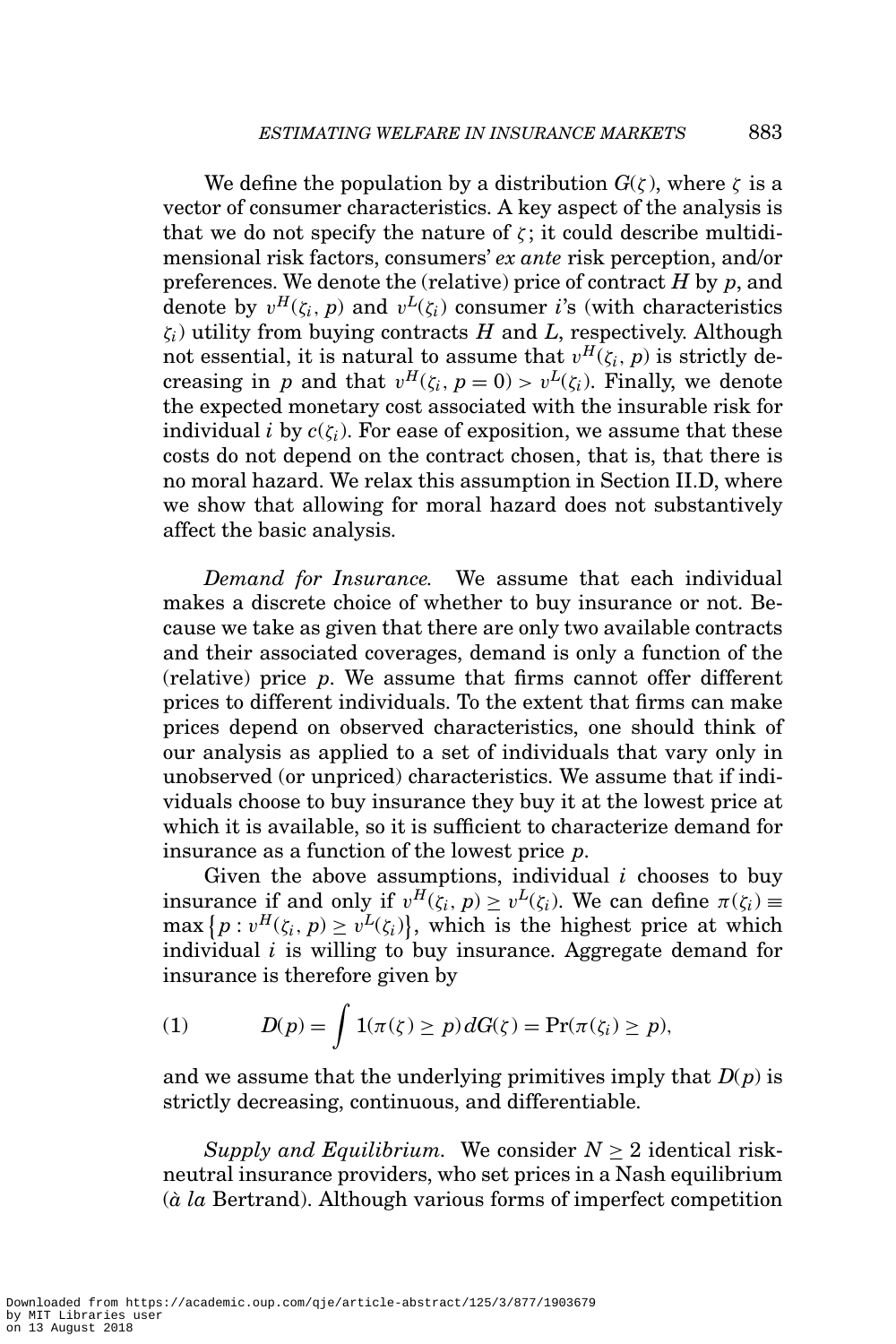We define the population by a distribution $G(\zeta)$, where $\zeta$ is a vector of consumer characteristics. A key aspect of the analysis is that we do not specify the nature of $\zeta$; it could describe multidimensional risk factors, consumers' *ex ante* risk perception, and/or preferences. We denote the (relative) price of contract $H$ by $p$, and denote by $v^H(\zeta_i, p)$ and $v^L(\zeta_i)$ consumer $i$'s (with characteristics $\zeta_i$) utility from buying contracts $H$ and $L$, respectively. Although not essential, it is natural to assume that $v^H(\zeta_i, p)$ is strictly decreasing in $p$ and that $v^H(\zeta_i, p = 0) > v^L(\zeta_i)$. Finally, we denote the expected monetary cost associated with the insurable risk for individual $i$ by $c(\zeta_i)$. For ease of exposition, we assume that these costs do not depend on the contract chosen, that is, that there is no moral hazard. We relax this assumption in Section II.D, where we show that allowing for moral hazard does not substantively affect the basic analysis.

*Demand for Insurance.* We assume that each individual makes a discrete choice of whether to buy insurance or not. Because we take as given that there are only two available contracts and their associated coverages, demand is only a function of the (relative) price $p$. We assume that firms cannot offer different prices to different individuals. To the extent that firms can make prices depend on observed characteristics, one should think of our analysis as applied to a set of individuals that vary only in unobserved (or unpriced) characteristics. We assume that if individuals choose to buy insurance they buy it at the lowest price at which it is available, so it is sufficient to characterize demand for insurance as a function of the lowest price $p$.

Given the above assumptions, individual $i$ chooses to buy insurance if and only if $v^H(\zeta_i, p) \geq v^L(\zeta_i)$. We can define $\pi(\zeta_i) \equiv \max\left\{p : v^H(\zeta_i, p) \geq v^L(\zeta_i)\right\}$, which is the highest price at which individual $i$ is willing to buy insurance. Aggregate demand for insurance is therefore given by

$$D(p) = \int 1(\pi(\zeta) \geq p)\, dG(\zeta) = \Pr(\pi(\zeta_i) \geq p), \tag{1}$$

and we assume that the underlying primitives imply that $D(p)$ is strictly decreasing, continuous, and differentiable.

*Supply and Equilibrium.* We consider $N \geq 2$ identical risk-neutral insurance providers, who set prices in a Nash equilibrium (*à la* Bertrand). Although various forms of imperfect competition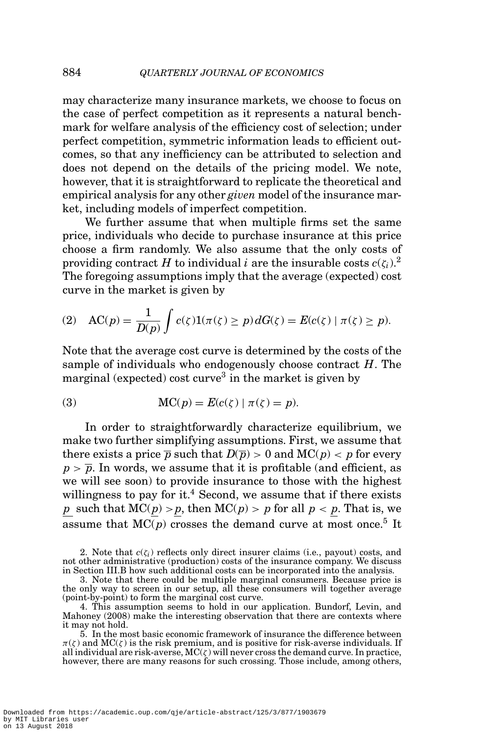may characterize many insurance markets, we choose to focus on the case of perfect competition as it represents a natural benchmark for welfare analysis of the efficiency cost of selection; under perfect competition, symmetric information leads to efficient outcomes, so that any inefficiency can be attributed to selection and does not depend on the details of the pricing model. We note, however, that it is straightforward to replicate the theoretical and empirical analysis for any other *given* model of the insurance market, including models of imperfect competition.

We further assume that when multiple firms set the same price, individuals who decide to purchase insurance at this price choose a firm randomly. We also assume that the only costs of providing contract $H$ to individual $i$ are the insurable costs $c(\zeta_i)$.[2] The foregoing assumptions imply that the average (expected) cost curve in the market is given by

$$\text{(2)} \quad \text{AC}(p) = \frac{1}{D(p)} \int c(\zeta) 1(\pi(\zeta) \geq p)\, dG(\zeta) = E(c(\zeta) \mid \pi(\zeta) \geq p).$$

Note that the average cost curve is determined by the costs of the sample of individuals who endogenously choose contract $H$. The marginal (expected) cost curve[3] in the market is given by

$$\text{(3)} \qquad \text{MC}(p) = E(c(\zeta) \mid \pi(\zeta) = p).$$

In order to straightforwardly characterize equilibrium, we make two further simplifying assumptions. First, we assume that there exists a price $\overline{p}$ such that $D(\overline{p}) > 0$ and $\text{MC}(p) < p$ for every $p > \overline{p}$. In words, we assume that it is profitable (and efficient, as we will see soon) to provide insurance to those with the highest willingness to pay for it.[4] Second, we assume that if there exists $\underline{p}$ such that $\text{MC}(\underline{p}) > \underline{p}$, then $\text{MC}(p) > p$ for all $p < \underline{p}$. That is, we assume that $\text{MC}(p)$ crosses the demand curve at most once.[5] It

2. Note that $c(\zeta_i)$ reflects only direct insurer claims (i.e., payout) costs, and not other administrative (production) costs of the insurance company. We discuss in Section III.B how such additional costs can be incorporated into the analysis.

3. Note that there could be multiple marginal consumers. Because price is the only way to screen in our setup, all these consumers will together average (point-by-point) to form the marginal cost curve.

4. This assumption seems to hold in our application. Bundorf, Levin, and Mahoney (2008) make the interesting observation that there are contexts where it may not hold.

5. In the most basic economic framework of insurance the difference between $\pi(\zeta)$ and $\text{MC}(\zeta)$ is the risk premium, and is positive for risk-averse individuals. If all individual are risk-averse, $\text{MC}(\zeta)$ will never cross the demand curve. In practice, however, there are many reasons for such crossing. Those include, among others,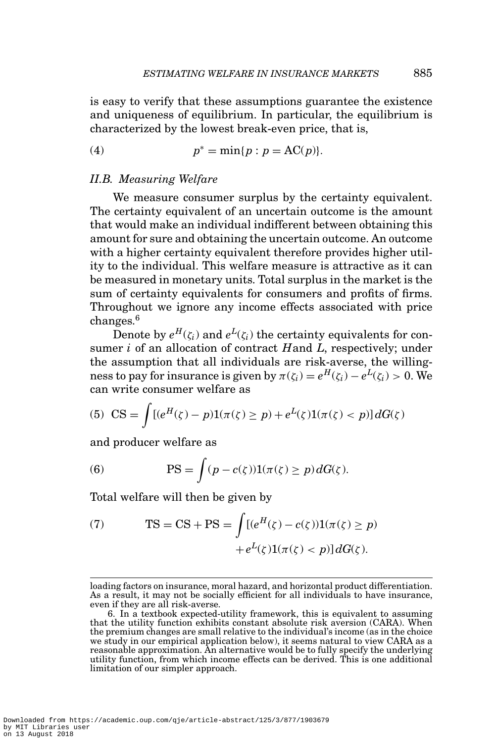is easy to verify that these assumptions guarantee the existence and uniqueness of equilibrium. In particular, the equilibrium is characterized by the lowest break-even price, that is,

$$p^* = \min\{p : p = \text{AC}(p)\}. \tag{4}$$

### *II.B. Measuring Welfare*

We measure consumer surplus by the certainty equivalent. The certainty equivalent of an uncertain outcome is the amount that would make an individual indifferent between obtaining this amount for sure and obtaining the uncertain outcome. An outcome with a higher certainty equivalent therefore provides higher utility to the individual. This welfare measure is attractive as it can be measured in monetary units. Total surplus in the market is the sum of certainty equivalents for consumers and profits of firms. Throughout we ignore any income effects associated with price changes.[6]

Denote by $e^H(\zeta_i)$ and $e^L(\zeta_i)$ the certainty equivalents for consumer $i$ of an allocation of contract $H$and $L$, respectively; under the assumption that all individuals are risk-averse, the willingness to pay for insurance is given by $\pi(\zeta_i) = e^H(\zeta_i) - e^L(\zeta_i) > 0$. We can write consumer welfare as

$$\text{CS} = \int [(e^H(\zeta) - p)1(\pi(\zeta) \geq p) + e^L(\zeta)1(\pi(\zeta) < p)]\, dG(\zeta) \tag{5}$$

and producer welfare as

$$\text{PS} = \int (p - c(\zeta))1(\pi(\zeta) \geq p)\, dG(\zeta). \tag{6}$$

Total welfare will then be given by

$$\text{TS} = \text{CS} + \text{PS} = \int [(e^H(\zeta) - c(\zeta))1(\pi(\zeta) \geq p) + e^L(\zeta)1(\pi(\zeta) < p)]\, dG(\zeta). \tag{7}$$

---

loading factors on insurance, moral hazard, and horizontal product differentiation. As a result, it may not be socially efficient for all individuals to have insurance, even if they are all risk-averse.

6. In a textbook expected-utility framework, this is equivalent to assuming that the utility function exhibits constant absolute risk aversion (CARA). When the premium changes are small relative to the individual's income (as in the choice we study in our empirical application below), it seems natural to view CARA as a reasonable approximation. An alternative would be to fully specify the underlying utility function, from which income effects can be derived. This is one additional limitation of our simpler approach.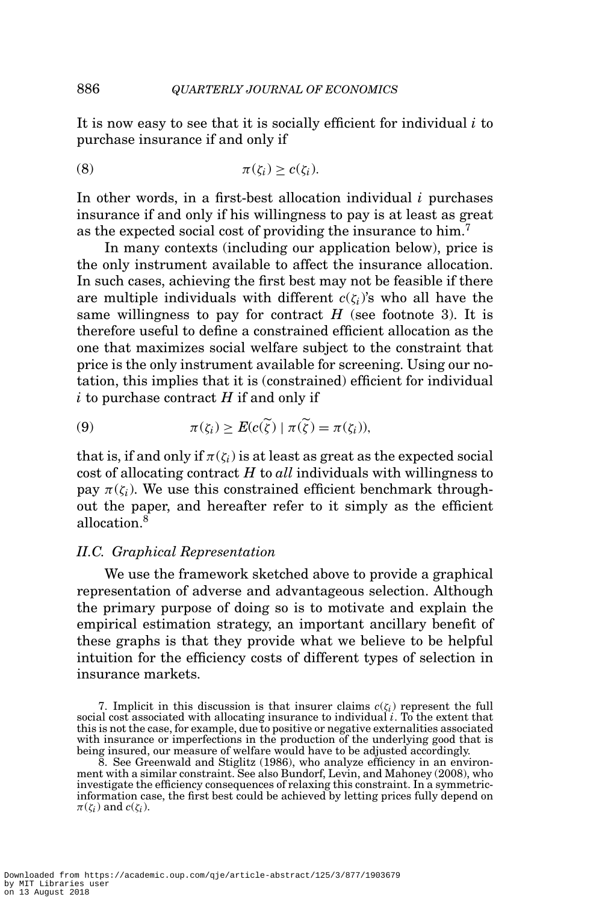It is now easy to see that it is socially efficient for individual $i$ to purchase insurance if and only if

$$\pi(\zeta_i) \geq c(\zeta_i). \tag{8}$$

In other words, in a first-best allocation individual $i$ purchases insurance if and only if his willingness to pay is at least as great as the expected social cost of providing the insurance to him.[7]

In many contexts (including our application below), price is the only instrument available to affect the insurance allocation. In such cases, achieving the first best may not be feasible if there are multiple individuals with different $c(\zeta_i)$'s who all have the same willingness to pay for contract $H$ (see footnote 3). It is therefore useful to define a constrained efficient allocation as the one that maximizes social welfare subject to the constraint that price is the only instrument available for screening. Using our notation, this implies that it is (constrained) efficient for individual $i$ to purchase contract $H$ if and only if

$$\pi(\zeta_i) \geq E(c(\widetilde{\zeta}) \mid \pi(\widetilde{\zeta}) = \pi(\zeta_i)), \tag{9}$$

that is, if and only if $\pi(\zeta_i)$ is at least as great as the expected social cost of allocating contract $H$ to *all* individuals with willingness to pay $\pi(\zeta_i)$. We use this constrained efficient benchmark throughout the paper, and hereafter refer to it simply as the efficient allocation.[8]

### *II.C. Graphical Representation*

We use the framework sketched above to provide a graphical representation of adverse and advantageous selection. Although the primary purpose of doing so is to motivate and explain the empirical estimation strategy, an important ancillary benefit of these graphs is that they provide what we believe to be helpful intuition for the efficiency costs of different types of selection in insurance markets.

7. Implicit in this discussion is that insurer claims $c(\zeta_i)$ represent the full social cost associated with allocating insurance to individual $i$. To the extent that this is not the case, for example, due to positive or negative externalities associated with insurance or imperfections in the production of the underlying good that is being insured, our measure of welfare would have to be adjusted accordingly.

8. See Greenwald and Stiglitz (1986), who analyze efficiency in an environment with a similar constraint. See also Bundorf, Levin, and Mahoney (2008), who investigate the efficiency consequences of relaxing this constraint. In a symmetric-information case, the first best could be achieved by letting prices fully depend on $\pi(\zeta_i)$ and $c(\zeta_i)$.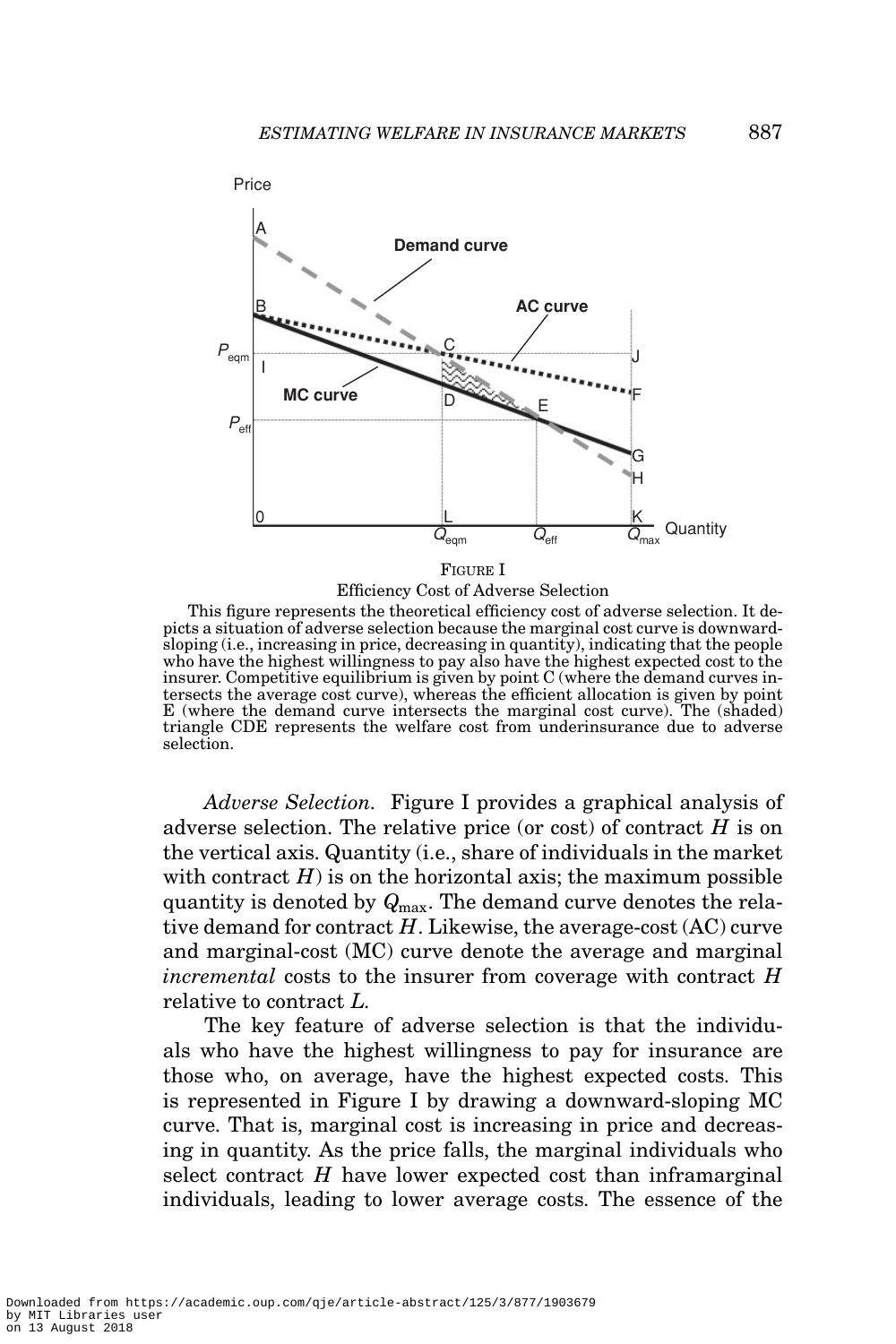FIGURE I

Efficiency Cost of Adverse Selection

This figure represents the theoretical efficiency cost of adverse selection. It depicts a situation of adverse selection because the marginal cost curve is downward-sloping (i.e., increasing in price, decreasing in quantity), indicating that the people who have the highest willingness to pay also have the highest expected cost to the insurer. Competitive equilibrium is given by point C (where the demand curves intersects the average cost curve), whereas the efficient allocation is given by point E (where the demand curve intersects the marginal cost curve). The (shaded) triangle CDE represents the welfare cost from underinsurance due to adverse selection.

*Adverse Selection.* Figure I provides a graphical analysis of adverse selection. The relative price (or cost) of contract $H$ is on the vertical axis. Quantity (i.e., share of individuals in the market with contract $H$) is on the horizontal axis; the maximum possible quantity is denoted by $Q_{\max}$. The demand curve denotes the relative demand for contract $H$. Likewise, the average-cost (AC) curve and marginal-cost (MC) curve denote the average and marginal *incremental* costs to the insurer from coverage with contract $H$ relative to contract $L$.

The key feature of adverse selection is that the individuals who have the highest willingness to pay for insurance are those who, on average, have the highest expected costs. This is represented in Figure I by drawing a downward-sloping MC curve. That is, marginal cost is increasing in price and decreasing in quantity. As the price falls, the marginal individuals who select contract $H$ have lower expected cost than inframarginal individuals, leading to lower average costs. The essence of the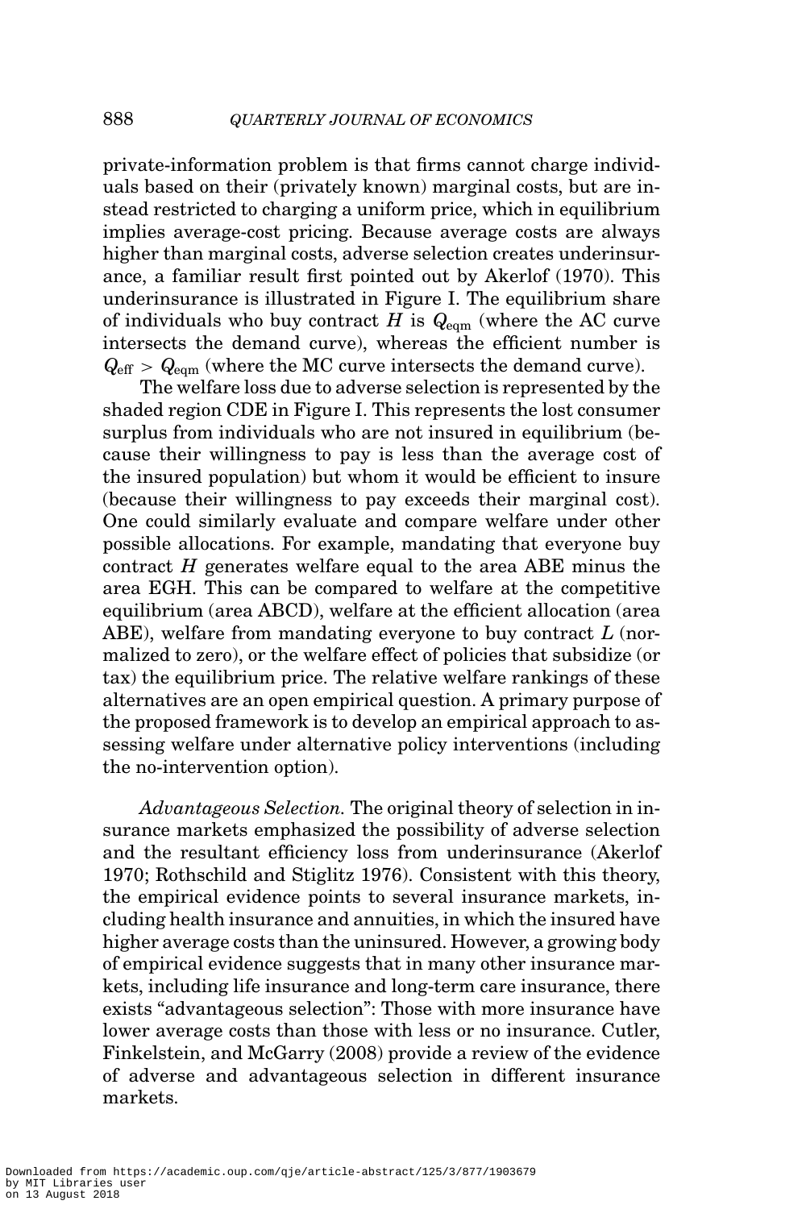private-information problem is that firms cannot charge individuals based on their (privately known) marginal costs, but are instead restricted to charging a uniform price, which in equilibrium implies average-cost pricing. Because average costs are always higher than marginal costs, adverse selection creates underinsurance, a familiar result first pointed out by Akerlof (1970). This underinsurance is illustrated in Figure I. The equilibrium share of individuals who buy contract $H$ is $Q_{\text{eqm}}$ (where the AC curve intersects the demand curve), whereas the efficient number is $Q_{\text{eff}} > Q_{\text{eqm}}$ (where the MC curve intersects the demand curve).

The welfare loss due to adverse selection is represented by the shaded region CDE in Figure I. This represents the lost consumer surplus from individuals who are not insured in equilibrium (because their willingness to pay is less than the average cost of the insured population) but whom it would be efficient to insure (because their willingness to pay exceeds their marginal cost). One could similarly evaluate and compare welfare under other possible allocations. For example, mandating that everyone buy contract $H$ generates welfare equal to the area ABE minus the area EGH. This can be compared to welfare at the competitive equilibrium (area ABCD), welfare at the efficient allocation (area ABE), welfare from mandating everyone to buy contract $L$ (normalized to zero), or the welfare effect of policies that subsidize (or tax) the equilibrium price. The relative welfare rankings of these alternatives are an open empirical question. A primary purpose of the proposed framework is to develop an empirical approach to assessing welfare under alternative policy interventions (including the no-intervention option).

*Advantageous Selection.* The original theory of selection in insurance markets emphasized the possibility of adverse selection and the resultant efficiency loss from underinsurance (Akerlof 1970; Rothschild and Stiglitz 1976). Consistent with this theory, the empirical evidence points to several insurance markets, including health insurance and annuities, in which the insured have higher average costs than the uninsured. However, a growing body of empirical evidence suggests that in many other insurance markets, including life insurance and long-term care insurance, there exists "advantageous selection": Those with more insurance have lower average costs than those with less or no insurance. Cutler, Finkelstein, and McGarry (2008) provide a review of the evidence of adverse and advantageous selection in different insurance markets.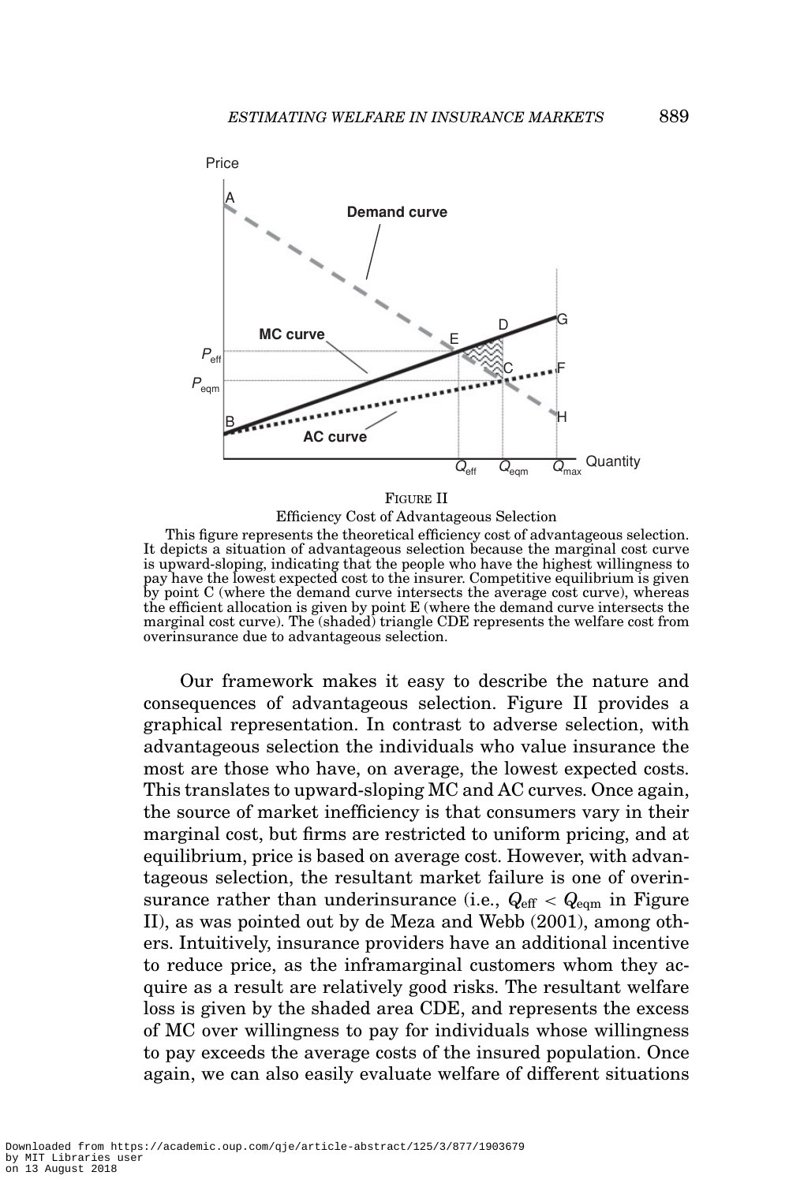FIGURE II

Efficiency Cost of Advantageous Selection

This figure represents the theoretical efficiency cost of advantageous selection. It depicts a situation of advantageous selection because the marginal cost curve is upward-sloping, indicating that the people who have the highest willingness to pay have the lowest expected cost to the insurer. Competitive equilibrium is given by point C (where the demand curve intersects the average cost curve), whereas the efficient allocation is given by point E (where the demand curve intersects the marginal cost curve). The (shaded) triangle CDE represents the welfare cost from overinsurance due to advantageous selection.

Our framework makes it easy to describe the nature and consequences of advantageous selection. Figure II provides a graphical representation. In contrast to adverse selection, with advantageous selection the individuals who value insurance the most are those who have, on average, the lowest expected costs. This translates to upward-sloping MC and AC curves. Once again, the source of market inefficiency is that consumers vary in their marginal cost, but firms are restricted to uniform pricing, and at equilibrium, price is based on average cost. However, with advantageous selection, the resultant market failure is one of overinsurance rather than underinsurance (i.e., $Q_{\text{eff}} < Q_{\text{eqm}}$ in Figure II), as was pointed out by de Meza and Webb (2001), among others. Intuitively, insurance providers have an additional incentive to reduce price, as the inframarginal customers whom they acquire as a result are relatively good risks. The resultant welfare loss is given by the shaded area CDE, and represents the excess of MC over willingness to pay for individuals whose willingness to pay exceeds the average costs of the insured population. Once again, we can also easily evaluate welfare of different situations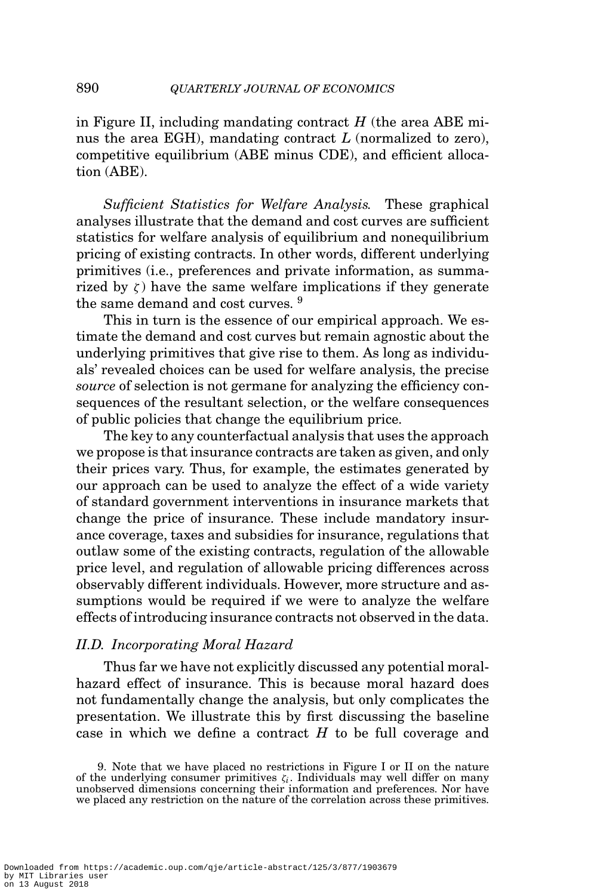in Figure II, including mandating contract $H$ (the area ABE minus the area EGH), mandating contract $L$ (normalized to zero), competitive equilibrium (ABE minus CDE), and efficient allocation (ABE).

*Sufficient Statistics for Welfare Analysis.* These graphical analyses illustrate that the demand and cost curves are sufficient statistics for welfare analysis of equilibrium and nonequilibrium pricing of existing contracts. In other words, different underlying primitives (i.e., preferences and private information, as summarized by $\zeta$) have the same welfare implications if they generate the same demand and cost curves. [9]

This in turn is the essence of our empirical approach. We estimate the demand and cost curves but remain agnostic about the underlying primitives that give rise to them. As long as individuals' revealed choices can be used for welfare analysis, the precise *source* of selection is not germane for analyzing the efficiency consequences of the resultant selection, or the welfare consequences of public policies that change the equilibrium price.

The key to any counterfactual analysis that uses the approach we propose is that insurance contracts are taken as given, and only their prices vary. Thus, for example, the estimates generated by our approach can be used to analyze the effect of a wide variety of standard government interventions in insurance markets that change the price of insurance. These include mandatory insurance coverage, taxes and subsidies for insurance, regulations that outlaw some of the existing contracts, regulation of the allowable price level, and regulation of allowable pricing differences across observably different individuals. However, more structure and assumptions would be required if we were to analyze the welfare effects of introducing insurance contracts not observed in the data.

### II.D. Incorporating Moral Hazard

Thus far we have not explicitly discussed any potential moral-hazard effect of insurance. This is because moral hazard does not fundamentally change the analysis, but only complicates the presentation. We illustrate this by first discussing the baseline case in which we define a contract $H$ to be full coverage and

9. Note that we have placed no restrictions in Figure I or II on the nature of the underlying consumer primitives $\zeta_i$. Individuals may well differ on many unobserved dimensions concerning their information and preferences. Nor have we placed any restriction on the nature of the correlation across these primitives.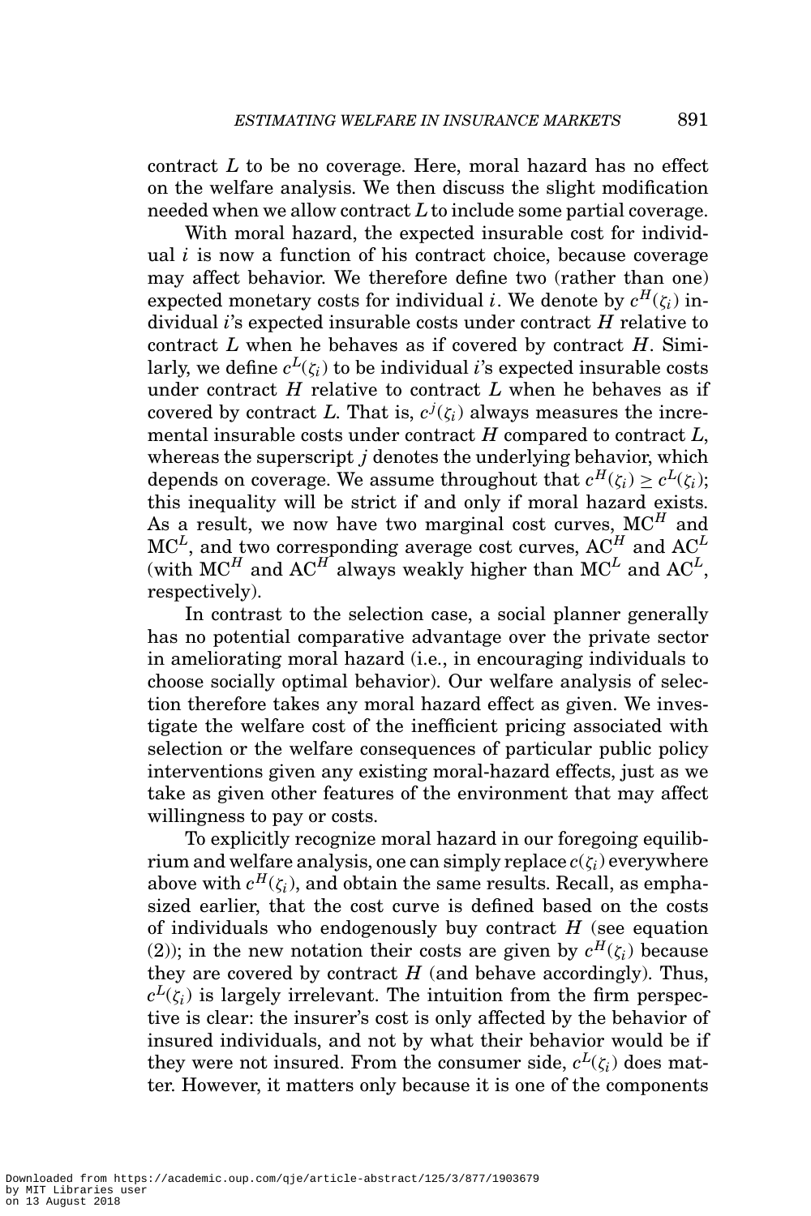contract $L$ to be no coverage. Here, moral hazard has no effect on the welfare analysis. We then discuss the slight modification needed when we allow contract $L$ to include some partial coverage.

With moral hazard, the expected insurable cost for individual $i$ is now a function of his contract choice, because coverage may affect behavior. We therefore define two (rather than one) expected monetary costs for individual $i$. We denote by $c^H(\zeta_i)$ individual $i$'s expected insurable costs under contract $H$ relative to contract $L$ when he behaves as if covered by contract $H$. Similarly, we define $c^L(\zeta_i)$ to be individual $i$'s expected insurable costs under contract $H$ relative to contract $L$ when he behaves as if covered by contract $L$. That is, $c^j(\zeta_i)$ always measures the incremental insurable costs under contract $H$ compared to contract $L$, whereas the superscript $j$ denotes the underlying behavior, which depends on coverage. We assume throughout that $c^H(\zeta_i) \geq c^L(\zeta_i)$; this inequality will be strict if and only if moral hazard exists. As a result, we now have two marginal cost curves, $\text{MC}^H$ and $\text{MC}^L$, and two corresponding average cost curves, $\text{AC}^H$ and $\text{AC}^L$ (with $\text{MC}^H$ and $\text{AC}^H$ always weakly higher than $\text{MC}^L$ and $\text{AC}^L$, respectively).

In contrast to the selection case, a social planner generally has no potential comparative advantage over the private sector in ameliorating moral hazard (i.e., in encouraging individuals to choose socially optimal behavior). Our welfare analysis of selection therefore takes any moral hazard effect as given. We investigate the welfare cost of the inefficient pricing associated with selection or the welfare consequences of particular public policy interventions given any existing moral-hazard effects, just as we take as given other features of the environment that may affect willingness to pay or costs.

To explicitly recognize moral hazard in our foregoing equilibrium and welfare analysis, one can simply replace $c(\zeta_i)$ everywhere above with $c^H(\zeta_i)$, and obtain the same results. Recall, as emphasized earlier, that the cost curve is defined based on the costs of individuals who endogenously buy contract $H$ (see equation (2)); in the new notation their costs are given by $c^H(\zeta_i)$ because they are covered by contract $H$ (and behave accordingly). Thus, $c^L(\zeta_i)$ is largely irrelevant. The intuition from the firm perspective is clear: the insurer's cost is only affected by the behavior of insured individuals, and not by what their behavior would be if they were not insured. From the consumer side, $c^L(\zeta_i)$ does matter. However, it matters only because it is one of the components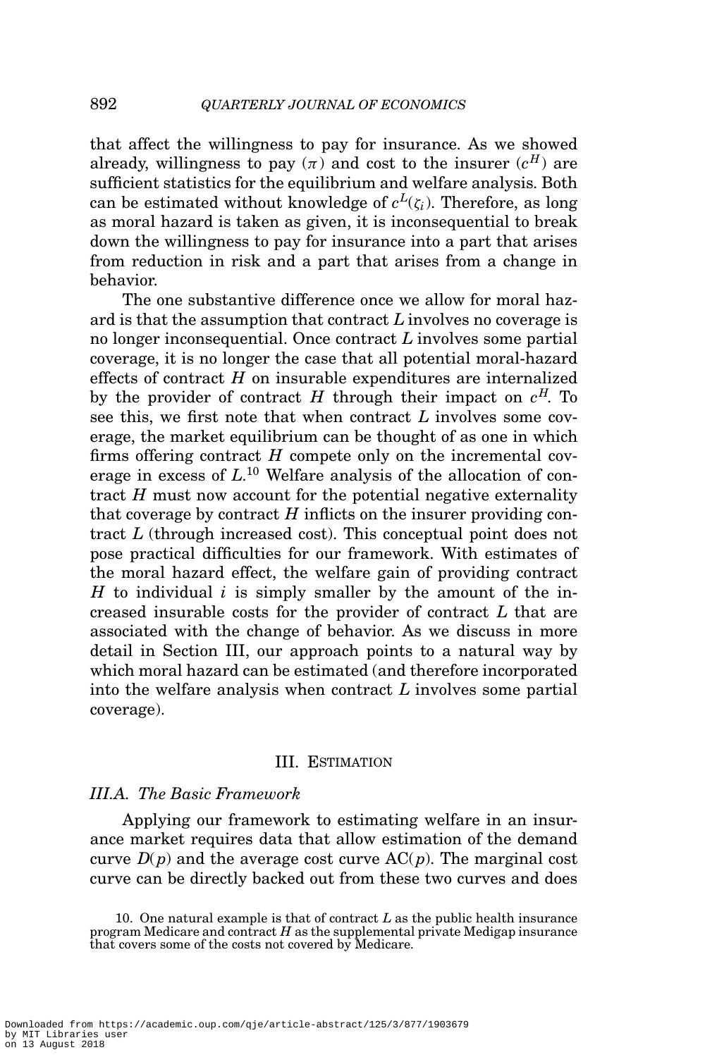that affect the willingness to pay for insurance. As we showed already, willingness to pay ($\pi$) and cost to the insurer ($c^H$) are sufficient statistics for the equilibrium and welfare analysis. Both can be estimated without knowledge of $c^L(\zeta_i)$. Therefore, as long as moral hazard is taken as given, it is inconsequential to break down the willingness to pay for insurance into a part that arises from reduction in risk and a part that arises from a change in behavior.

The one substantive difference once we allow for moral hazard is that the assumption that contract $L$ involves no coverage is no longer inconsequential. Once contract $L$ involves some partial coverage, it is no longer the case that all potential moral-hazard effects of contract $H$ on insurable expenditures are internalized by the provider of contract $H$ through their impact on $c^H$. To see this, we first note that when contract $L$ involves some coverage, the market equilibrium can be thought of as one in which firms offering contract $H$ compete only on the incremental coverage in excess of $L$.[10] Welfare analysis of the allocation of contract $H$ must now account for the potential negative externality that coverage by contract $H$ inflicts on the insurer providing contract $L$ (through increased cost). This conceptual point does not pose practical difficulties for our framework. With estimates of the moral hazard effect, the welfare gain of providing contract $H$ to individual $i$ is simply smaller by the amount of the increased insurable costs for the provider of contract $L$ that are associated with the change of behavior. As we discuss in more detail in Section III, our approach points to a natural way by which moral hazard can be estimated (and therefore incorporated into the welfare analysis when contract $L$ involves some partial coverage).

## III. Estimation

### III.A. The Basic Framework

Applying our framework to estimating welfare in an insurance market requires data that allow estimation of the demand curve $D(p)$ and the average cost curve $\text{AC}(p)$. The marginal cost curve can be directly backed out from these two curves and does

10. One natural example is that of contract $L$ as the public health insurance program Medicare and contract $H$ as the supplemental private Medigap insurance that covers some of the costs not covered by Medicare.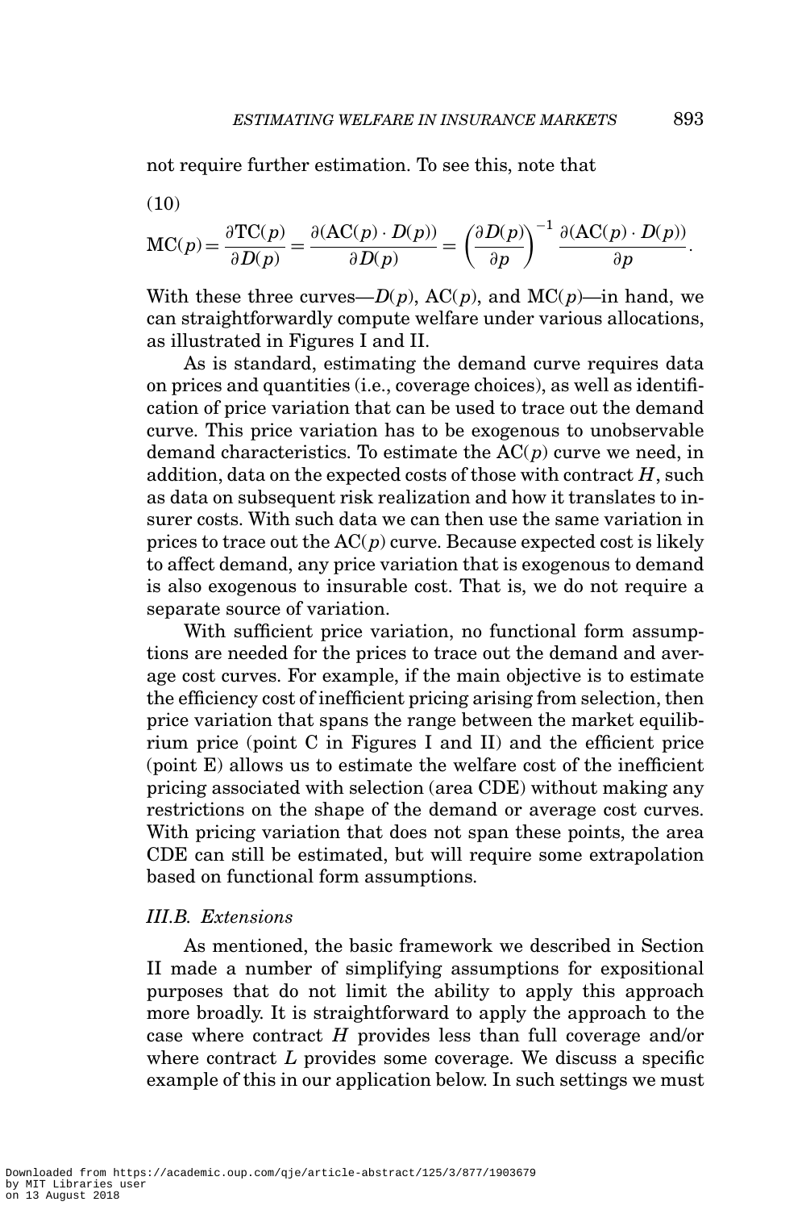not require further estimation. To see this, note that

(10)

$$\mathrm{MC}(p) = \frac{\partial \mathrm{TC}(p)}{\partial D(p)} = \frac{\partial (\mathrm{AC}(p) \cdot D(p))}{\partial D(p)} = \left(\frac{\partial D(p)}{\partial p}\right)^{-1} \frac{\partial (\mathrm{AC}(p) \cdot D(p))}{\partial p}.$$

With these three curves—$D(p)$, $\mathrm{AC}(p)$, and $\mathrm{MC}(p)$—in hand, we can straightforwardly compute welfare under various allocations, as illustrated in Figures I and II.

As is standard, estimating the demand curve requires data on prices and quantities (i.e., coverage choices), as well as identification of price variation that can be used to trace out the demand curve. This price variation has to be exogenous to unobservable demand characteristics. To estimate the $\mathrm{AC}(p)$ curve we need, in addition, data on the expected costs of those with contract $H$, such as data on subsequent risk realization and how it translates to insurer costs. With such data we can then use the same variation in prices to trace out the $\mathrm{AC}(p)$ curve. Because expected cost is likely to affect demand, any price variation that is exogenous to demand is also exogenous to insurable cost. That is, we do not require a separate source of variation.

With sufficient price variation, no functional form assumptions are needed for the prices to trace out the demand and average cost curves. For example, if the main objective is to estimate the efficiency cost of inefficient pricing arising from selection, then price variation that spans the range between the market equilibrium price (point C in Figures I and II) and the efficient price (point E) allows us to estimate the welfare cost of the inefficient pricing associated with selection (area CDE) without making any restrictions on the shape of the demand or average cost curves. With pricing variation that does not span these points, the area CDE can still be estimated, but will require some extrapolation based on functional form assumptions.

### III.B. Extensions

As mentioned, the basic framework we described in Section II made a number of simplifying assumptions for expositional purposes that do not limit the ability to apply this approach more broadly. It is straightforward to apply the approach to the case where contract $H$ provides less than full coverage and/or where contract $L$ provides some coverage. We discuss a specific example of this in our application below. In such settings we must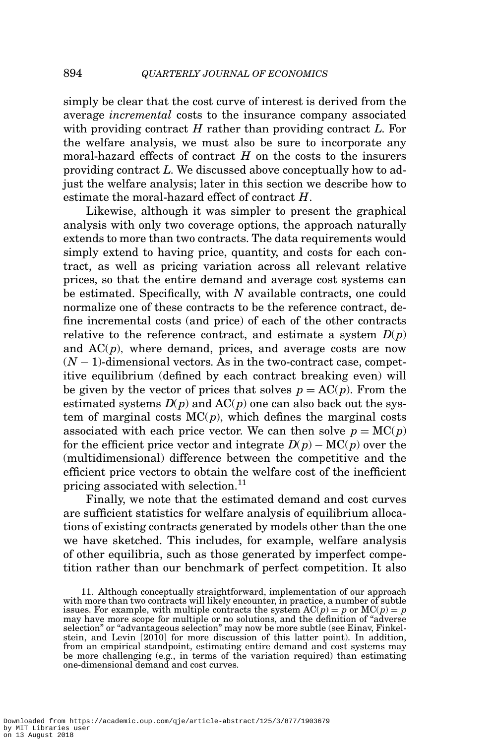simply be clear that the cost curve of interest is derived from the average *incremental* costs to the insurance company associated with providing contract $H$ rather than providing contract $L$. For the welfare analysis, we must also be sure to incorporate any moral-hazard effects of contract $H$ on the costs to the insurers providing contract $L$. We discussed above conceptually how to adjust the welfare analysis; later in this section we describe how to estimate the moral-hazard effect of contract $H$.

Likewise, although it was simpler to present the graphical analysis with only two coverage options, the approach naturally extends to more than two contracts. The data requirements would simply extend to having price, quantity, and costs for each contract, as well as pricing variation across all relevant relative prices, so that the entire demand and average cost systems can be estimated. Specifically, with $N$ available contracts, one could normalize one of these contracts to be the reference contract, define incremental costs (and price) of each of the other contracts relative to the reference contract, and estimate a system $D(p)$ and $\text{AC}(p)$, where demand, prices, and average costs are now $(N-1)$-dimensional vectors. As in the two-contract case, competitive equilibrium (defined by each contract breaking even) will be given by the vector of prices that solves $p = \text{AC}(p)$. From the estimated systems $D(p)$ and $\text{AC}(p)$ one can also back out the system of marginal costs $\text{MC}(p)$, which defines the marginal costs associated with each price vector. We can then solve $p = \text{MC}(p)$ for the efficient price vector and integrate $D(p) - \text{MC}(p)$ over the (multidimensional) difference between the competitive and the efficient price vectors to obtain the welfare cost of the inefficient pricing associated with selection.[11]

Finally, we note that the estimated demand and cost curves are sufficient statistics for welfare analysis of equilibrium allocations of existing contracts generated by models other than the one we have sketched. This includes, for example, welfare analysis of other equilibria, such as those generated by imperfect competition rather than our benchmark of perfect competition. It also

11. Although conceptually straightforward, implementation of our approach with more than two contracts will likely encounter, in practice, a number of subtle issues. For example, with multiple contracts the system $\text{AC}(p) = p$ or $\text{MC}(p) = p$ may have more scope for multiple or no solutions, and the definition of "adverse selection" or "advantageous selection" may now be more subtle (see Einav, Finkelstein, and Levin [2010] for more discussion of this latter point). In addition, from an empirical standpoint, estimating entire demand and cost systems may be more challenging (e.g., in terms of the variation required) than estimating one-dimensional demand and cost curves.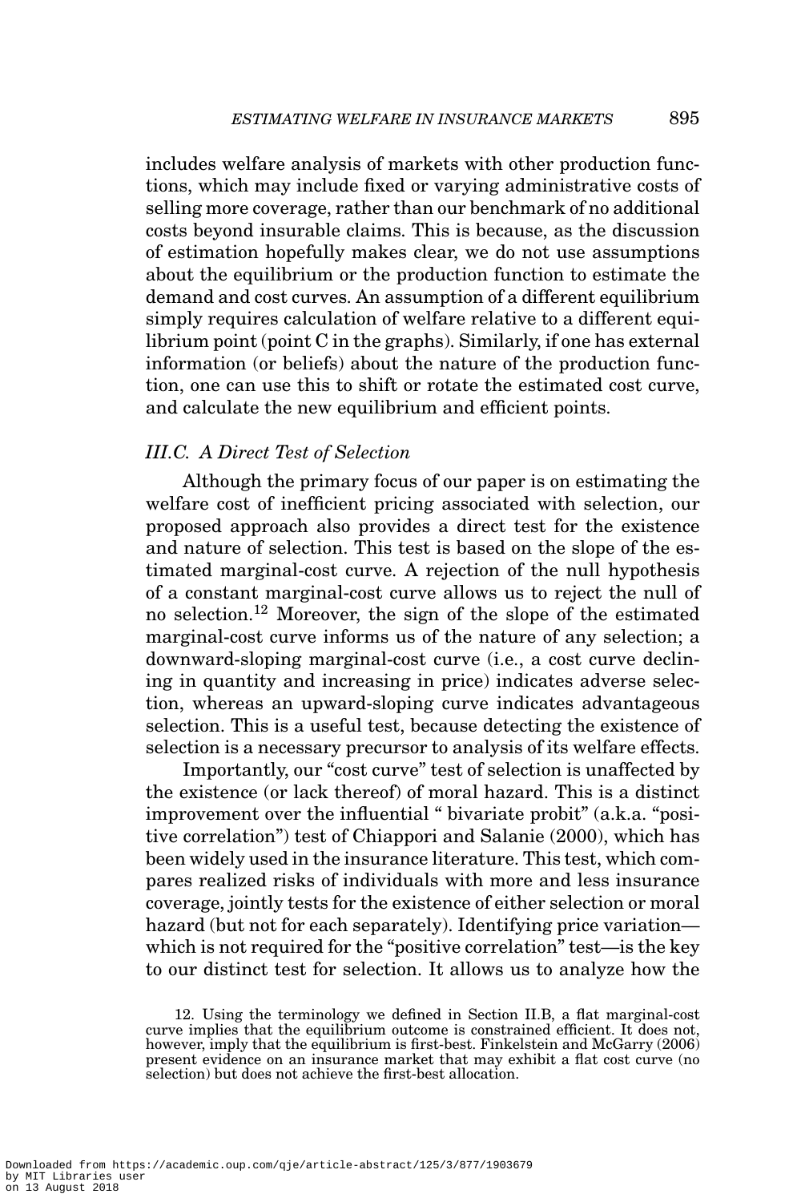includes welfare analysis of markets with other production functions, which may include fixed or varying administrative costs of selling more coverage, rather than our benchmark of no additional costs beyond insurable claims. This is because, as the discussion of estimation hopefully makes clear, we do not use assumptions about the equilibrium or the production function to estimate the demand and cost curves. An assumption of a different equilibrium simply requires calculation of welfare relative to a different equilibrium point (point C in the graphs). Similarly, if one has external information (or beliefs) about the nature of the production function, one can use this to shift or rotate the estimated cost curve, and calculate the new equilibrium and efficient points.

### *III.C. A Direct Test of Selection*

Although the primary focus of our paper is on estimating the welfare cost of inefficient pricing associated with selection, our proposed approach also provides a direct test for the existence and nature of selection. This test is based on the slope of the estimated marginal-cost curve. A rejection of the null hypothesis of a constant marginal-cost curve allows us to reject the null of no selection.[12] Moreover, the sign of the slope of the estimated marginal-cost curve informs us of the nature of any selection; a downward-sloping marginal-cost curve (i.e., a cost curve declining in quantity and increasing in price) indicates adverse selection, whereas an upward-sloping curve indicates advantageous selection. This is a useful test, because detecting the existence of selection is a necessary precursor to analysis of its welfare effects.

Importantly, our "cost curve" test of selection is unaffected by the existence (or lack thereof) of moral hazard. This is a distinct improvement over the influential " bivariate probit" (a.k.a. "positive correlation") test of Chiappori and Salanie (2000), which has been widely used in the insurance literature. This test, which compares realized risks of individuals with more and less insurance coverage, jointly tests for the existence of either selection or moral hazard (but not for each separately). Identifying price variation—which is not required for the "positive correlation" test—is the key to our distinct test for selection. It allows us to analyze how the

12. Using the terminology we defined in Section II.B, a flat marginal-cost curve implies that the equilibrium outcome is constrained efficient. It does not, however, imply that the equilibrium is first-best. Finkelstein and McGarry (2006) present evidence on an insurance market that may exhibit a flat cost curve (no selection) but does not achieve the first-best allocation.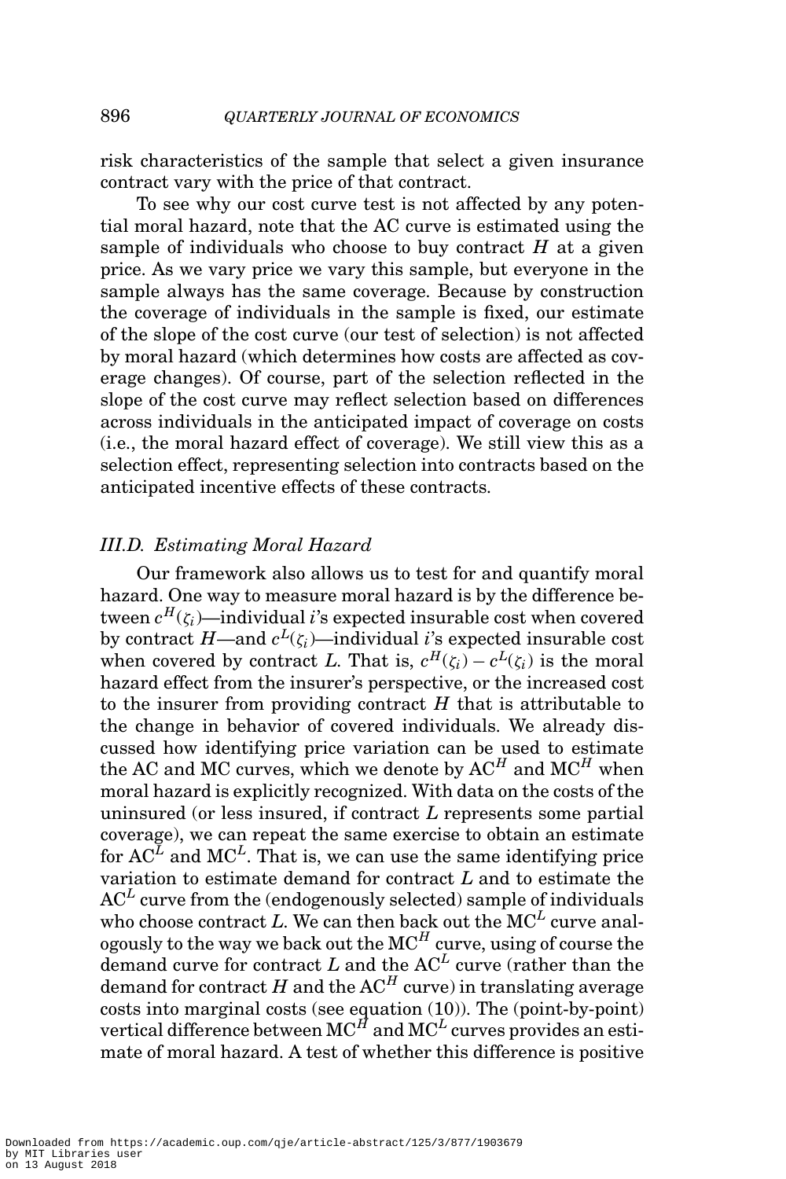risk characteristics of the sample that select a given insurance contract vary with the price of that contract.

To see why our cost curve test is not affected by any potential moral hazard, note that the AC curve is estimated using the sample of individuals who choose to buy contract $H$ at a given price. As we vary price we vary this sample, but everyone in the sample always has the same coverage. Because by construction the coverage of individuals in the sample is fixed, our estimate of the slope of the cost curve (our test of selection) is not affected by moral hazard (which determines how costs are affected as coverage changes). Of course, part of the selection reflected in the slope of the cost curve may reflect selection based on differences across individuals in the anticipated impact of coverage on costs (i.e., the moral hazard effect of coverage). We still view this as a selection effect, representing selection into contracts based on the anticipated incentive effects of these contracts.

### *III.D. Estimating Moral Hazard*

Our framework also allows us to test for and quantify moral hazard. One way to measure moral hazard is by the difference between $c^H(\zeta_i)$—individual $i$'s expected insurable cost when covered by contract $H$—and $c^L(\zeta_i)$—individual $i$'s expected insurable cost when covered by contract $L$. That is, $c^H(\zeta_i) - c^L(\zeta_i)$ is the moral hazard effect from the insurer's perspective, or the increased cost to the insurer from providing contract $H$ that is attributable to the change in behavior of covered individuals. We already discussed how identifying price variation can be used to estimate the AC and MC curves, which we denote by $\mathrm{AC}^H$ and $\mathrm{MC}^H$ when moral hazard is explicitly recognized. With data on the costs of the uninsured (or less insured, if contract $L$ represents some partial coverage), we can repeat the same exercise to obtain an estimate for $\mathrm{AC}^L$ and $\mathrm{MC}^L$. That is, we can use the same identifying price variation to estimate demand for contract $L$ and to estimate the $\mathrm{AC}^L$ curve from the (endogenously selected) sample of individuals who choose contract $L$. We can then back out the $\mathrm{MC}^L$ curve analogously to the way we back out the $\mathrm{MC}^H$ curve, using of course the demand curve for contract $L$ and the $\mathrm{AC}^L$ curve (rather than the demand for contract $H$ and the $\mathrm{AC}^H$ curve) in translating average costs into marginal costs (see equation (10)). The (point-by-point) vertical difference between $\mathrm{MC}^H$ and $\mathrm{MC}^L$ curves provides an estimate of moral hazard. A test of whether this difference is positive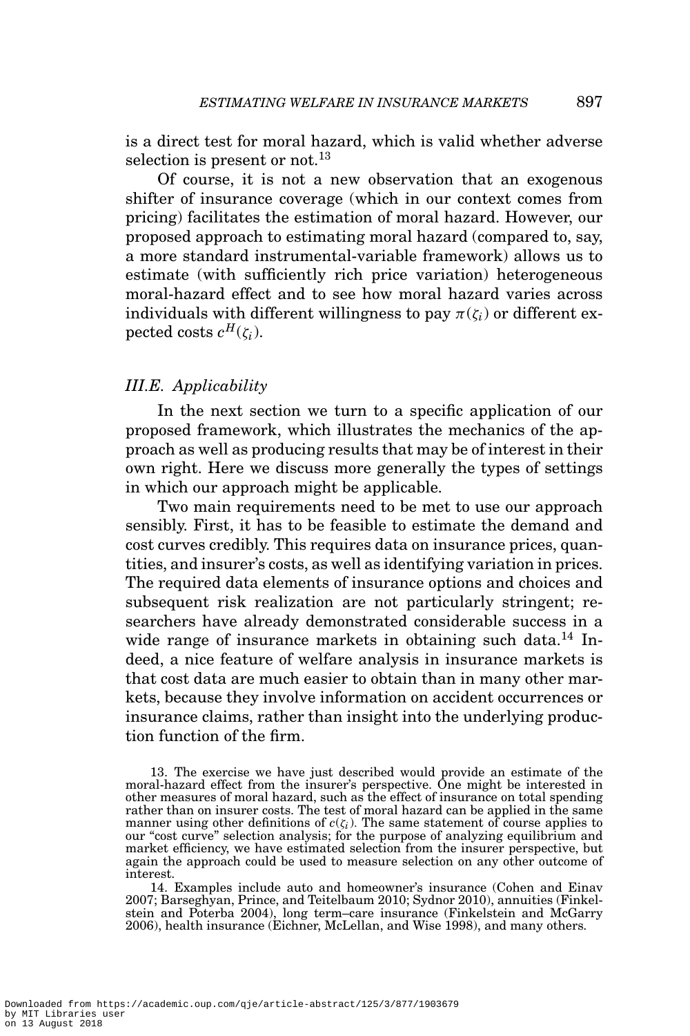is a direct test for moral hazard, which is valid whether adverse selection is present or not.[13]

Of course, it is not a new observation that an exogenous shifter of insurance coverage (which in our context comes from pricing) facilitates the estimation of moral hazard. However, our proposed approach to estimating moral hazard (compared to, say, a more standard instrumental-variable framework) allows us to estimate (with sufficiently rich price variation) heterogeneous moral-hazard effect and to see how moral hazard varies across individuals with different willingness to pay $\pi(\zeta_i)$ or different expected costs $c^H(\zeta_i)$.

### III.E. Applicability

In the next section we turn to a specific application of our proposed framework, which illustrates the mechanics of the approach as well as producing results that may be of interest in their own right. Here we discuss more generally the types of settings in which our approach might be applicable.

Two main requirements need to be met to use our approach sensibly. First, it has to be feasible to estimate the demand and cost curves credibly. This requires data on insurance prices, quantities, and insurer's costs, as well as identifying variation in prices. The required data elements of insurance options and choices and subsequent risk realization are not particularly stringent; researchers have already demonstrated considerable success in a wide range of insurance markets in obtaining such data.[14] Indeed, a nice feature of welfare analysis in insurance markets is that cost data are much easier to obtain than in many other markets, because they involve information on accident occurrences or insurance claims, rather than insight into the underlying production function of the firm.

13. The exercise we have just described would provide an estimate of the moral-hazard effect from the insurer's perspective. One might be interested in other measures of moral hazard, such as the effect of insurance on total spending rather than on insurer costs. The test of moral hazard can be applied in the same manner using other definitions of $c(\zeta_i)$. The same statement of course applies to our "cost curve" selection analysis; for the purpose of analyzing equilibrium and market efficiency, we have estimated selection from the insurer perspective, but again the approach could be used to measure selection on any other outcome of interest.

14. Examples include auto and homeowner's insurance (Cohen and Einav 2007; Barseghyan, Prince, and Teitelbaum 2010; Sydnor 2010), annuities (Finkelstein and Poterba 2004), long term–care insurance (Finkelstein and McGarry 2006), health insurance (Eichner, McLellan, and Wise 1998), and many others.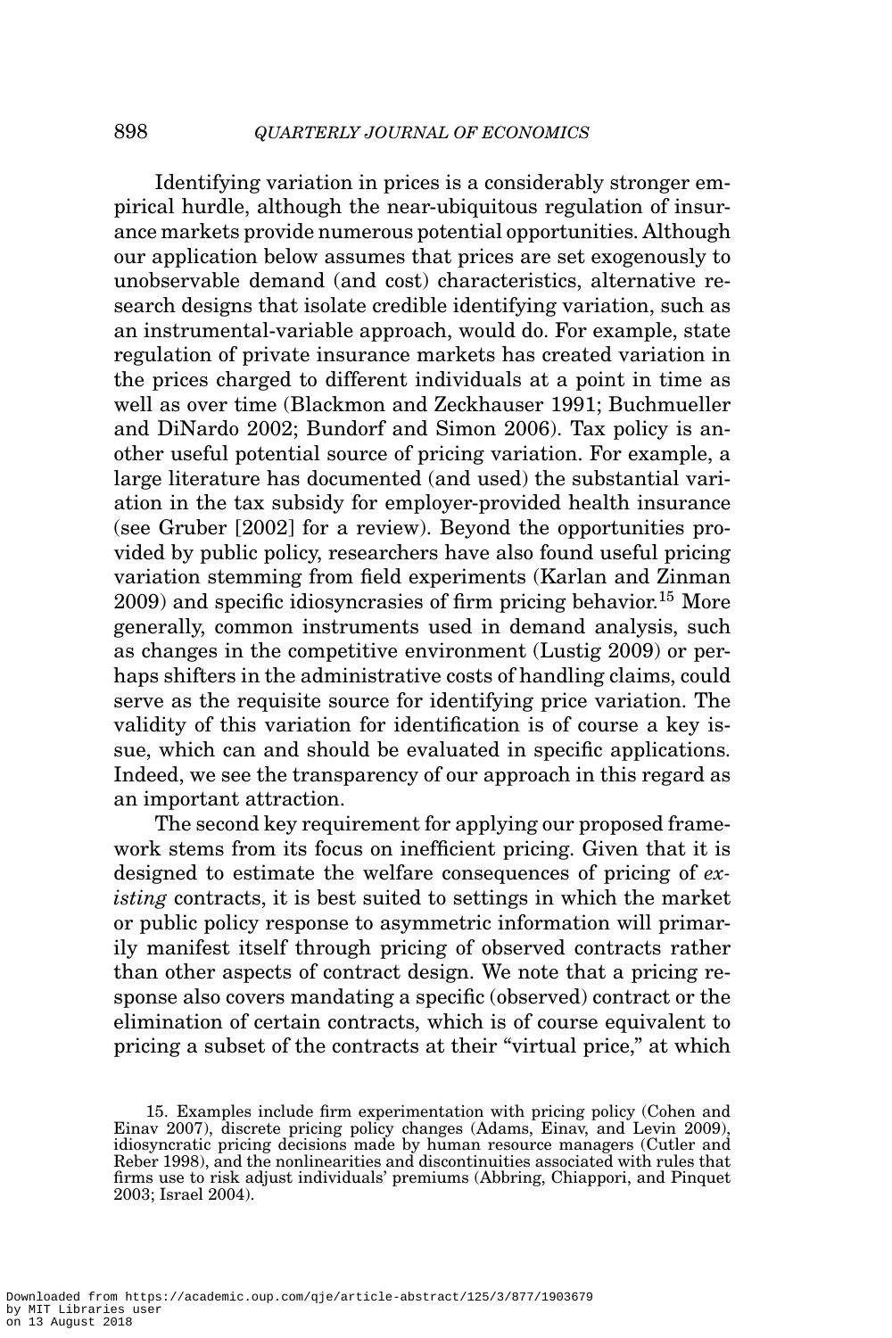Identifying variation in prices is a considerably stronger empirical hurdle, although the near-ubiquitous regulation of insurance markets provide numerous potential opportunities. Although our application below assumes that prices are set exogenously to unobservable demand (and cost) characteristics, alternative research designs that isolate credible identifying variation, such as an instrumental-variable approach, would do. For example, state regulation of private insurance markets has created variation in the prices charged to different individuals at a point in time as well as over time (Blackmon and Zeckhauser 1991; Buchmueller and DiNardo 2002; Bundorf and Simon 2006). Tax policy is another useful potential source of pricing variation. For example, a large literature has documented (and used) the substantial variation in the tax subsidy for employer-provided health insurance (see Gruber [2002] for a review). Beyond the opportunities provided by public policy, researchers have also found useful pricing variation stemming from field experiments (Karlan and Zinman 2009) and specific idiosyncrasies of firm pricing behavior.[15] More generally, common instruments used in demand analysis, such as changes in the competitive environment (Lustig 2009) or perhaps shifters in the administrative costs of handling claims, could serve as the requisite source for identifying price variation. The validity of this variation for identification is of course a key issue, which can and should be evaluated in specific applications. Indeed, we see the transparency of our approach in this regard as an important attraction.

The second key requirement for applying our proposed framework stems from its focus on inefficient pricing. Given that it is designed to estimate the welfare consequences of pricing of *existing* contracts, it is best suited to settings in which the market or public policy response to asymmetric information will primarily manifest itself through pricing of observed contracts rather than other aspects of contract design. We note that a pricing response also covers mandating a specific (observed) contract or the elimination of certain contracts, which is of course equivalent to pricing a subset of the contracts at their "virtual price," at which

15. Examples include firm experimentation with pricing policy (Cohen and Einav 2007), discrete pricing policy changes (Adams, Einav, and Levin 2009), idiosyncratic pricing decisions made by human resource managers (Cutler and Reber 1998), and the nonlinearities and discontinuities associated with rules that firms use to risk adjust individuals' premiums (Abbring, Chiappori, and Pinquet 2003; Israel 2004).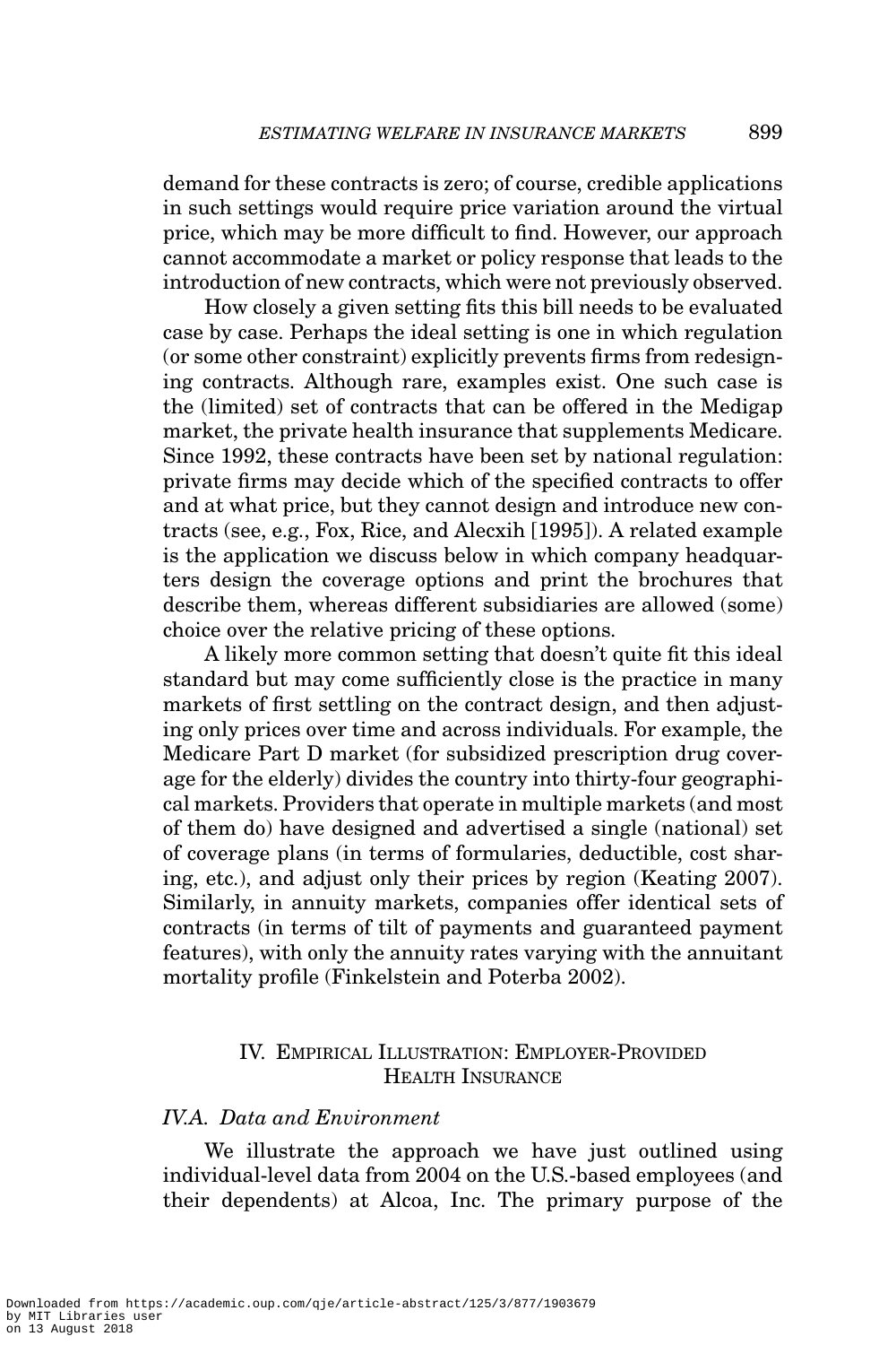demand for these contracts is zero; of course, credible applications in such settings would require price variation around the virtual price, which may be more difficult to find. However, our approach cannot accommodate a market or policy response that leads to the introduction of new contracts, which were not previously observed.

How closely a given setting fits this bill needs to be evaluated case by case. Perhaps the ideal setting is one in which regulation (or some other constraint) explicitly prevents firms from redesigning contracts. Although rare, examples exist. One such case is the (limited) set of contracts that can be offered in the Medigap market, the private health insurance that supplements Medicare. Since 1992, these contracts have been set by national regulation: private firms may decide which of the specified contracts to offer and at what price, but they cannot design and introduce new contracts (see, e.g., Fox, Rice, and Alecxih [1995]). A related example is the application we discuss below in which company headquarters design the coverage options and print the brochures that describe them, whereas different subsidiaries are allowed (some) choice over the relative pricing of these options.

A likely more common setting that doesn't quite fit this ideal standard but may come sufficiently close is the practice in many markets of first settling on the contract design, and then adjusting only prices over time and across individuals. For example, the Medicare Part D market (for subsidized prescription drug coverage for the elderly) divides the country into thirty-four geographical markets. Providers that operate in multiple markets (and most of them do) have designed and advertised a single (national) set of coverage plans (in terms of formularies, deductible, cost sharing, etc.), and adjust only their prices by region (Keating 2007). Similarly, in annuity markets, companies offer identical sets of contracts (in terms of tilt of payments and guaranteed payment features), with only the annuity rates varying with the annuitant mortality profile (Finkelstein and Poterba 2002).

## IV. Empirical Illustration: Employer-Provided Health Insurance

### IV.A. Data and Environment

We illustrate the approach we have just outlined using individual-level data from 2004 on the U.S.-based employees (and their dependents) at Alcoa, Inc. The primary purpose of the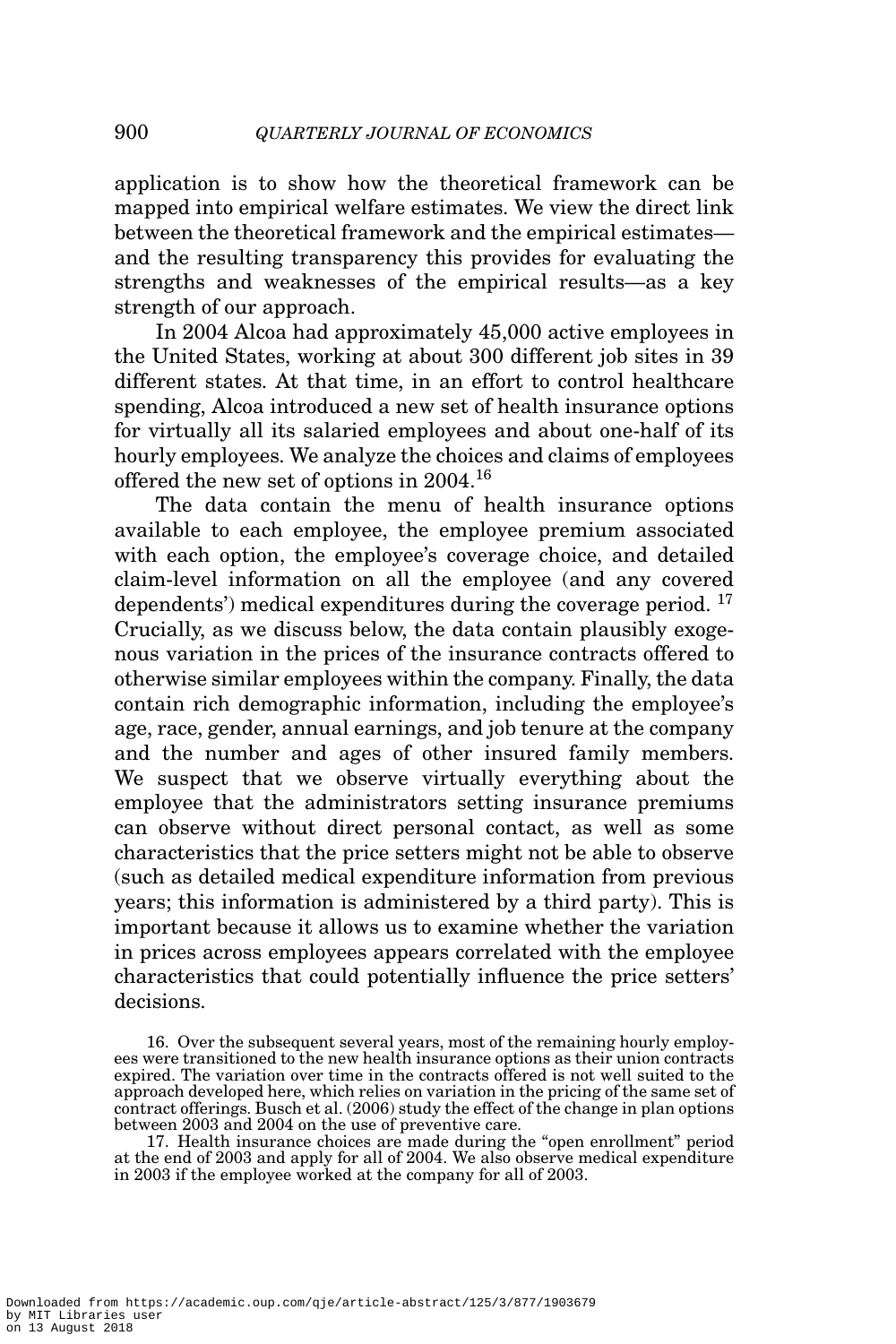application is to show how the theoretical framework can be mapped into empirical welfare estimates. We view the direct link between the theoretical framework and the empirical estimates—and the resulting transparency this provides for evaluating the strengths and weaknesses of the empirical results—as a key strength of our approach.

In 2004 Alcoa had approximately 45,000 active employees in the United States, working at about 300 different job sites in 39 different states. At that time, in an effort to control healthcare spending, Alcoa introduced a new set of health insurance options for virtually all its salaried employees and about one-half of its hourly employees. We analyze the choices and claims of employees offered the new set of options in 2004.[16]

The data contain the menu of health insurance options available to each employee, the employee premium associated with each option, the employee's coverage choice, and detailed claim-level information on all the employee (and any covered dependents') medical expenditures during the coverage period.[17] Crucially, as we discuss below, the data contain plausibly exogenous variation in the prices of the insurance contracts offered to otherwise similar employees within the company. Finally, the data contain rich demographic information, including the employee's age, race, gender, annual earnings, and job tenure at the company and the number and ages of other insured family members. We suspect that we observe virtually everything about the employee that the administrators setting insurance premiums can observe without direct personal contact, as well as some characteristics that the price setters might not be able to observe (such as detailed medical expenditure information from previous years; this information is administered by a third party). This is important because it allows us to examine whether the variation in prices across employees appears correlated with the employee characteristics that could potentially influence the price setters' decisions.

16. Over the subsequent several years, most of the remaining hourly employees were transitioned to the new health insurance options as their union contracts expired. The variation over time in the contracts offered is not well suited to the approach developed here, which relies on variation in the pricing of the same set of contract offerings. Busch et al. (2006) study the effect of the change in plan options between 2003 and 2004 on the use of preventive care.

17. Health insurance choices are made during the "open enrollment" period at the end of 2003 and apply for all of 2004. We also observe medical expenditure in 2003 if the employee worked at the company for all of 2003.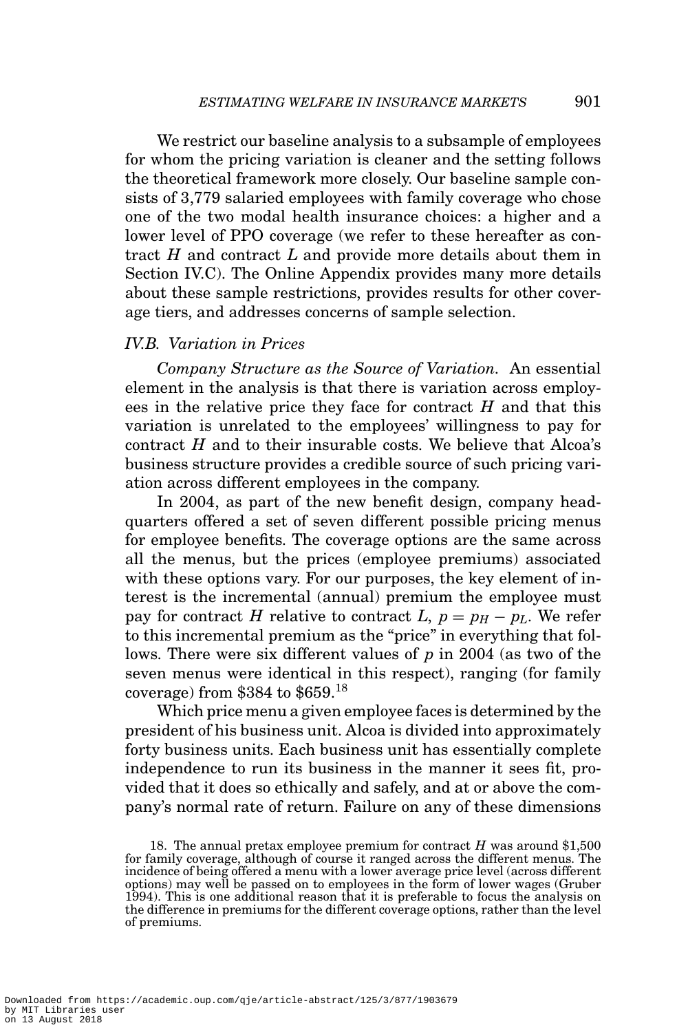We restrict our baseline analysis to a subsample of employees for whom the pricing variation is cleaner and the setting follows the theoretical framework more closely. Our baseline sample consists of 3,779 salaried employees with family coverage who chose one of the two modal health insurance choices: a higher and a lower level of PPO coverage (we refer to these hereafter as contract $H$ and contract $L$ and provide more details about them in Section IV.C). The Online Appendix provides many more details about these sample restrictions, provides results for other coverage tiers, and addresses concerns of sample selection.

### IV.B. Variation in Prices

*Company Structure as the Source of Variation.* An essential element in the analysis is that there is variation across employees in the relative price they face for contract $H$ and that this variation is unrelated to the employees' willingness to pay for contract $H$ and to their insurable costs. We believe that Alcoa's business structure provides a credible source of such pricing variation across different employees in the company.

In 2004, as part of the new benefit design, company headquarters offered a set of seven different possible pricing menus for employee benefits. The coverage options are the same across all the menus, but the prices (employee premiums) associated with these options vary. For our purposes, the key element of interest is the incremental (annual) premium the employee must pay for contract $H$ relative to contract $L$, $p = p_H - p_L$. We refer to this incremental premium as the "price" in everything that follows. There were six different values of $p$ in 2004 (as two of the seven menus were identical in this respect), ranging (for family coverage) from \$384 to \$659.[18]

Which price menu a given employee faces is determined by the president of his business unit. Alcoa is divided into approximately forty business units. Each business unit has essentially complete independence to run its business in the manner it sees fit, provided that it does so ethically and safely, and at or above the company's normal rate of return. Failure on any of these dimensions

18. The annual pretax employee premium for contract $H$ was around \$1,500 for family coverage, although of course it ranged across the different menus. The incidence of being offered a menu with a lower average price level (across different options) may well be passed on to employees in the form of lower wages (Gruber 1994). This is one additional reason that it is preferable to focus the analysis on the difference in premiums for the different coverage options, rather than the level of premiums.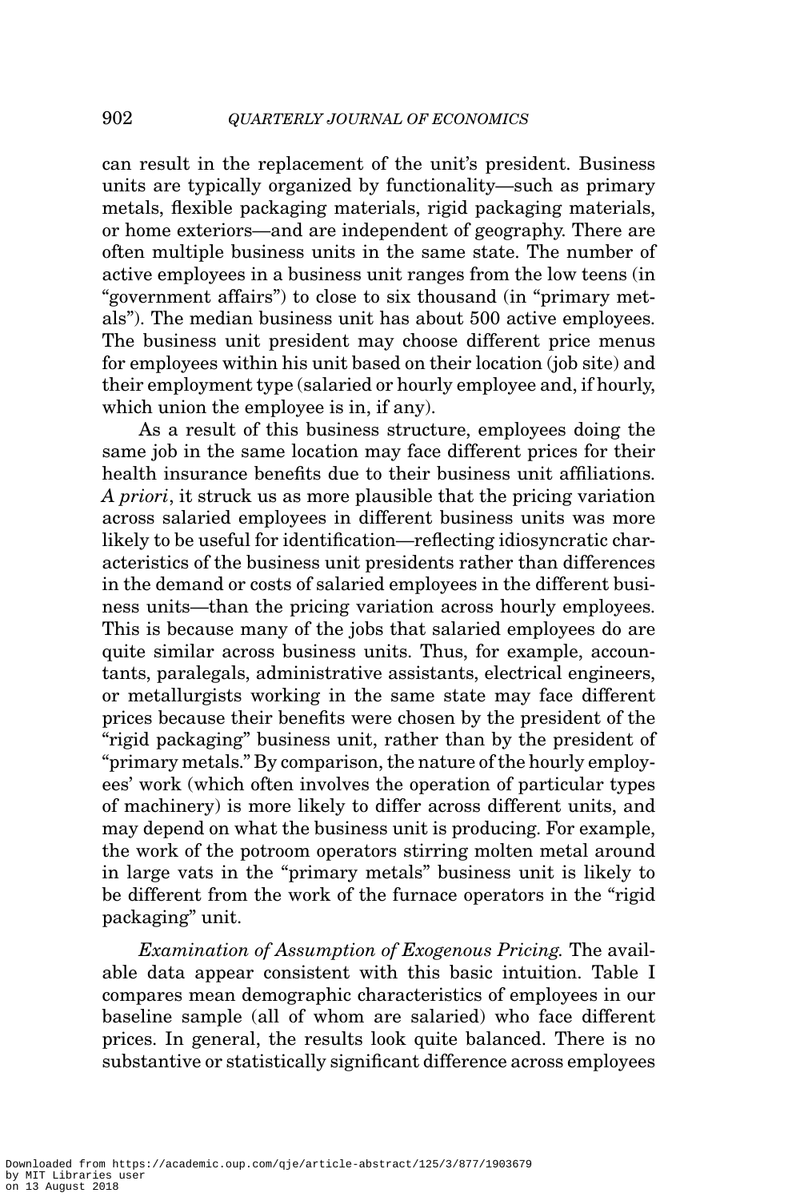can result in the replacement of the unit's president. Business units are typically organized by functionality—such as primary metals, flexible packaging materials, rigid packaging materials, or home exteriors—and are independent of geography. There are often multiple business units in the same state. The number of active employees in a business unit ranges from the low teens (in "government affairs") to close to six thousand (in "primary metals"). The median business unit has about 500 active employees. The business unit president may choose different price menus for employees within his unit based on their location (job site) and their employment type (salaried or hourly employee and, if hourly, which union the employee is in, if any).

As a result of this business structure, employees doing the same job in the same location may face different prices for their health insurance benefits due to their business unit affiliations. *A priori*, it struck us as more plausible that the pricing variation across salaried employees in different business units was more likely to be useful for identification—reflecting idiosyncratic characteristics of the business unit presidents rather than differences in the demand or costs of salaried employees in the different business units—than the pricing variation across hourly employees. This is because many of the jobs that salaried employees do are quite similar across business units. Thus, for example, accountants, paralegals, administrative assistants, electrical engineers, or metallurgists working in the same state may face different prices because their benefits were chosen by the president of the "rigid packaging" business unit, rather than by the president of "primary metals." By comparison, the nature of the hourly employees' work (which often involves the operation of particular types of machinery) is more likely to differ across different units, and may depend on what the business unit is producing. For example, the work of the potroom operators stirring molten metal around in large vats in the "primary metals" business unit is likely to be different from the work of the furnace operators in the "rigid packaging" unit.

*Examination of Assumption of Exogenous Pricing.* The available data appear consistent with this basic intuition. Table I compares mean demographic characteristics of employees in our baseline sample (all of whom are salaried) who face different prices. In general, the results look quite balanced. There is no substantive or statistically significant difference across employees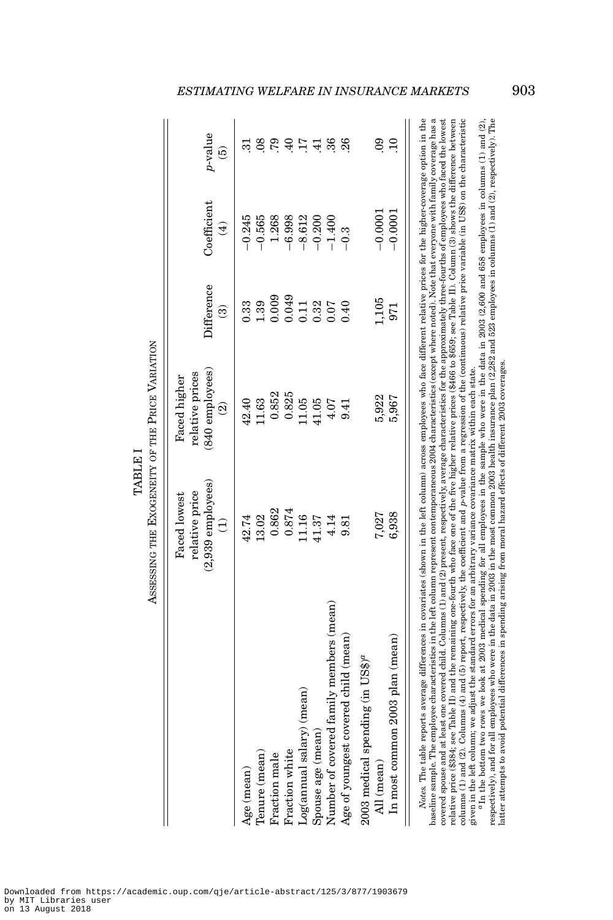TABLE I

ASSESSING THE EXOGENEITY OF THE PRICE VARIATION

| | Faced lowest relative price (2,939 employees) (1) | Faced higher relative prices (840 employees) (2) | Difference (3) | Coefficient (4) | p-value (5) |
|---|---|---|---|---|---|
| Age (mean) | 42.74 | 42.40 | 0.33 | −0.245 | .31 |
| Tenure (mean) | 13.02 | 11.63 | 1.39 | −0.565 | .08 |
| Fraction male | 0.862 | 0.852 | 0.009 | 1.268 | .79 |
| Fraction white | 0.874 | 0.825 | 0.049 | −6.998 | .40 |
| Log(annual salary) (mean) | 11.16 | 11.05 | 0.11 | −8.612 | .17 |
| Spouse age (mean) | 41.37 | 41.05 | 0.32 | −0.200 | .41 |
| Number of covered family members (mean) | 4.14 | 4.07 | 0.07 | −1.400 | .36 |
| Age of youngest covered child (mean) | 9.81 | 9.41 | 0.40 | −0.3 | .26 |
| 2003 medical spending (in US$)[a] | | | | | |
| All (mean) | 7,027 | 5,922 | 1,105 | −0.0001 | .09 |
| In most common 2003 plan (mean) | 6,938 | 5,967 | 971 | −0.0001 | .10 |

*Notes.* The table reports average differences in covariates (shown in the left column) across employees who face different relative prices for the higher-coverage option in the baseline sample. The employee characteristics in the left column represent contemporaneous 2004 characteristics (except where noted). Note that everyone with family coverage has a covered spouse and at least one covered child. Columns (1) and (2) present, respectively, average characteristics for the approximately three-fourths of employees who faced the lowest relative price ($384; see Table II) and the remaining one-fourth who face one of the five higher relative prices ($466 to $659; see Table II). Column (3) shows the difference between columns (1) and (2). Columns (4) and (5) report, respectively, the coefficient and $p$-value from a regression of the (continuous) relative price variable (in US$) on the characteristic given in the left column; we adjust the standard errors for an arbitrary variance covariance matrix within each state.

[a]In the bottom two rows we look at 2003 medical spending for all employees in the sample who were in the data in 2003 (2,600 and 658 employees in columns (1) and (2), respectively), and for all employees who were in the data in 2003 in the most common 2003 health insurance plan (2,282 and 523 employees in columns (1) and (2), respectively). The latter attempts to avoid potential differences in spending arising from moral hazard effects of different 2003 coverages.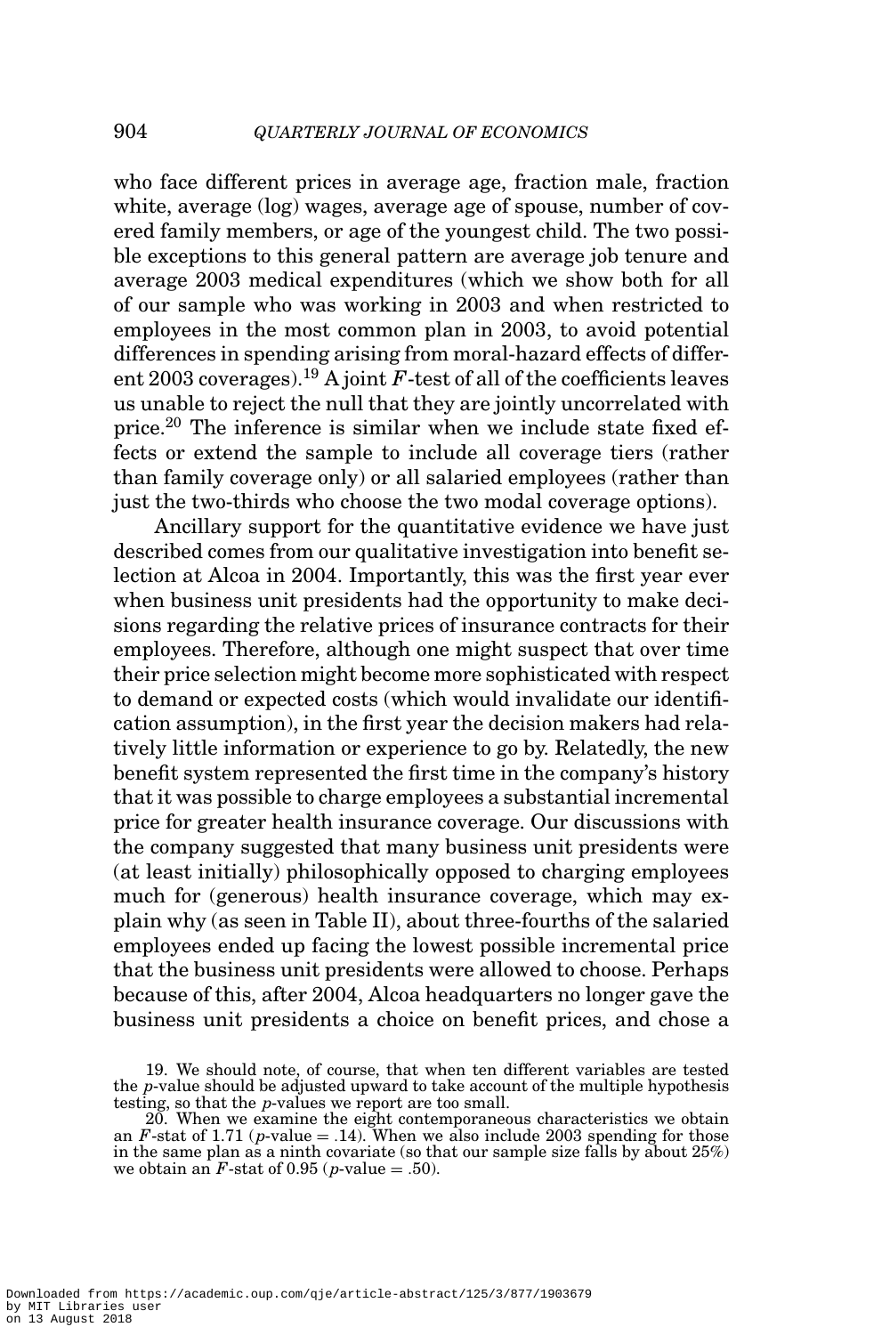who face different prices in average age, fraction male, fraction white, average (log) wages, average age of spouse, number of covered family members, or age of the youngest child. The two possible exceptions to this general pattern are average job tenure and average 2003 medical expenditures (which we show both for all of our sample who was working in 2003 and when restricted to employees in the most common plan in 2003, to avoid potential differences in spending arising from moral-hazard effects of different 2003 coverages).[19] A joint $F$-test of all of the coefficients leaves us unable to reject the null that they are jointly uncorrelated with price.[20] The inference is similar when we include state fixed effects or extend the sample to include all coverage tiers (rather than family coverage only) or all salaried employees (rather than just the two-thirds who choose the two modal coverage options).

Ancillary support for the quantitative evidence we have just described comes from our qualitative investigation into benefit selection at Alcoa in 2004. Importantly, this was the first year ever when business unit presidents had the opportunity to make decisions regarding the relative prices of insurance contracts for their employees. Therefore, although one might suspect that over time their price selection might become more sophisticated with respect to demand or expected costs (which would invalidate our identification assumption), in the first year the decision makers had relatively little information or experience to go by. Relatedly, the new benefit system represented the first time in the company's history that it was possible to charge employees a substantial incremental price for greater health insurance coverage. Our discussions with the company suggested that many business unit presidents were (at least initially) philosophically opposed to charging employees much for (generous) health insurance coverage, which may explain why (as seen in Table II), about three-fourths of the salaried employees ended up facing the lowest possible incremental price that the business unit presidents were allowed to choose. Perhaps because of this, after 2004, Alcoa headquarters no longer gave the business unit presidents a choice on benefit prices, and chose a

19. We should note, of course, that when ten different variables are tested the $p$-value should be adjusted upward to take account of the multiple hypothesis testing, so that the $p$-values we report are too small.

20. When we examine the eight contemporaneous characteristics we obtain an $F$-stat of 1.71 ($p$-value = .14). When we also include 2003 spending for those in the same plan as a ninth covariate (so that our sample size falls by about 25%) we obtain an $F$-stat of 0.95 ($p$-value = .50).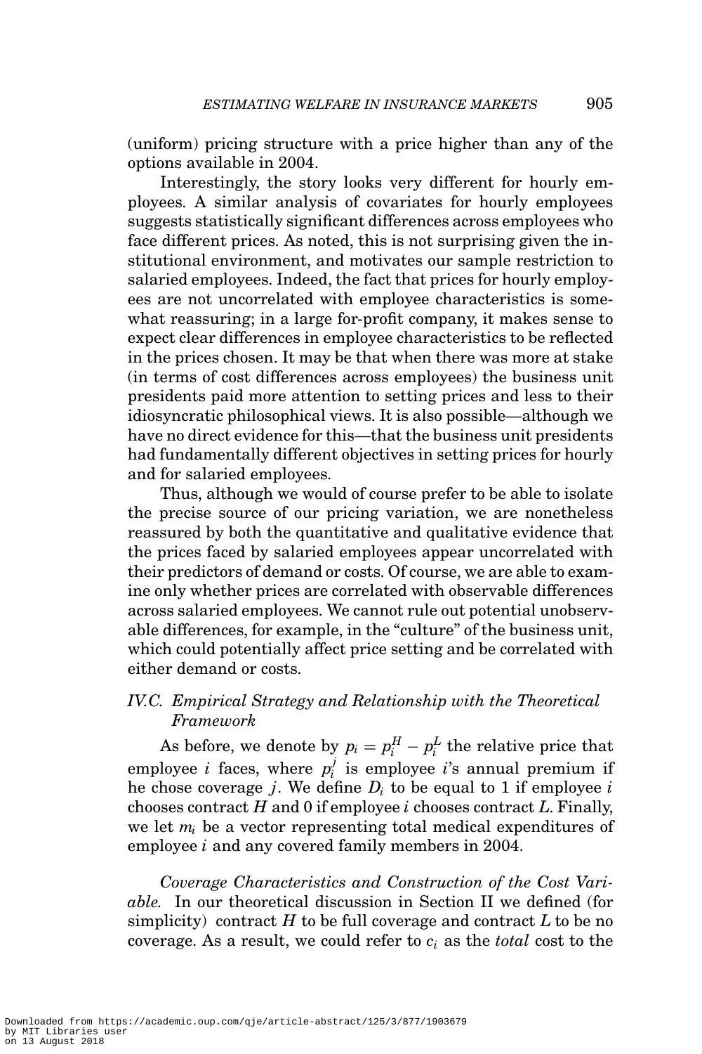(uniform) pricing structure with a price higher than any of the options available in 2004.

Interestingly, the story looks very different for hourly employees. A similar analysis of covariates for hourly employees suggests statistically significant differences across employees who face different prices. As noted, this is not surprising given the institutional environment, and motivates our sample restriction to salaried employees. Indeed, the fact that prices for hourly employees are not uncorrelated with employee characteristics is somewhat reassuring; in a large for-profit company, it makes sense to expect clear differences in employee characteristics to be reflected in the prices chosen. It may be that when there was more at stake (in terms of cost differences across employees) the business unit presidents paid more attention to setting prices and less to their idiosyncratic philosophical views. It is also possible—although we have no direct evidence for this—that the business unit presidents had fundamentally different objectives in setting prices for hourly and for salaried employees.

Thus, although we would of course prefer to be able to isolate the precise source of our pricing variation, we are nonetheless reassured by both the quantitative and qualitative evidence that the prices faced by salaried employees appear uncorrelated with their predictors of demand or costs. Of course, we are able to examine only whether prices are correlated with observable differences across salaried employees. We cannot rule out potential unobservable differences, for example, in the "culture" of the business unit, which could potentially affect price setting and be correlated with either demand or costs.

## IV.C. *Empirical Strategy and Relationship with the Theoretical Framework*

As before, we denote by $p_i = p_i^H - p_i^L$ the relative price that employee $i$ faces, where $p_i^j$ is employee $i$'s annual premium if he chose coverage $j$. We define $D_i$ to be equal to 1 if employee $i$ chooses contract $H$ and 0 if employee $i$ chooses contract $L$. Finally, we let $m_i$ be a vector representing total medical expenditures of employee $i$ and any covered family members in 2004.

*Coverage Characteristics and Construction of the Cost Variable.* In our theoretical discussion in Section II we defined (for simplicity) contract $H$ to be full coverage and contract $L$ to be no coverage. As a result, we could refer to $c_i$ as the *total* cost to the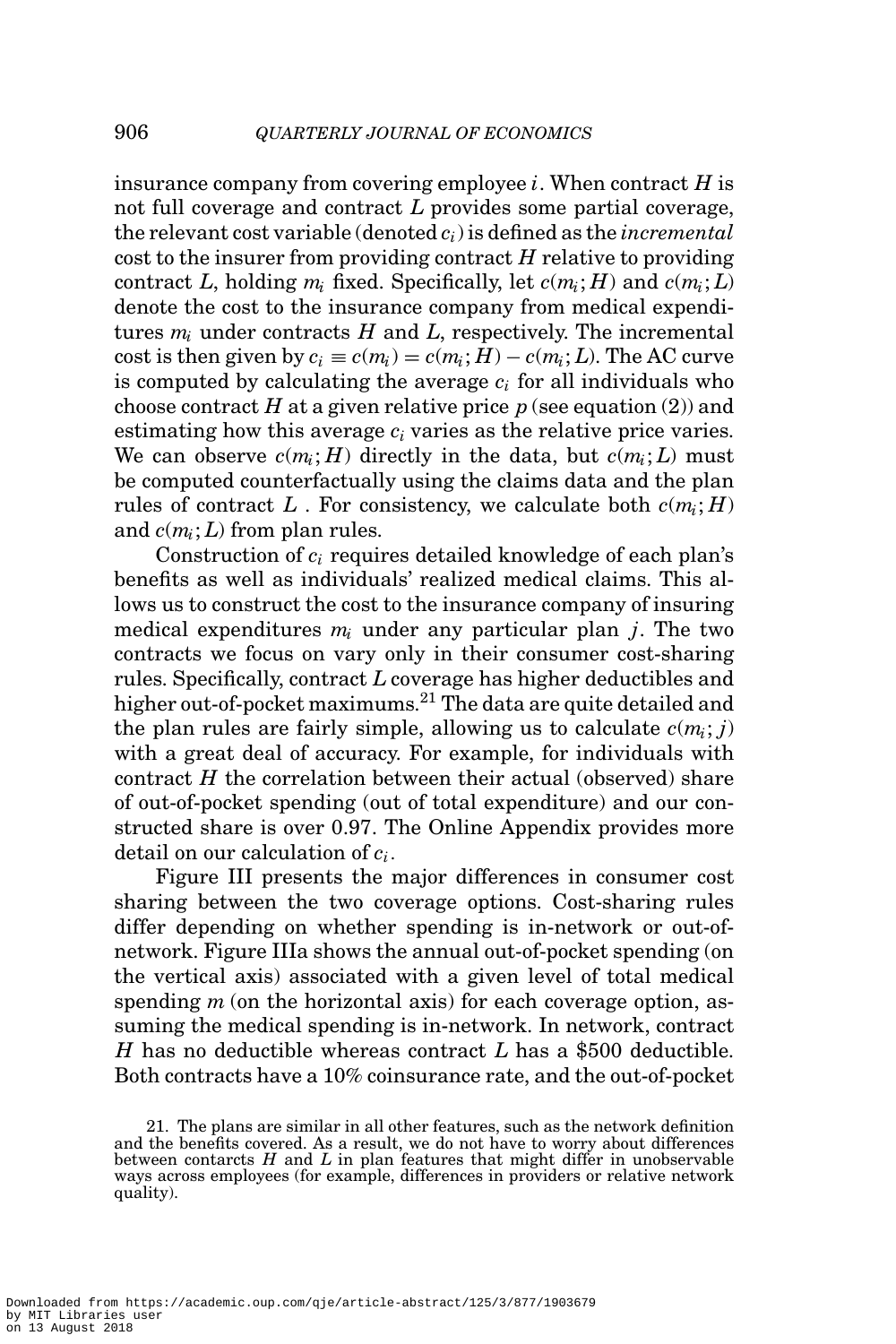insurance company from covering employee $i$. When contract $H$ is not full coverage and contract $L$ provides some partial coverage, the relevant cost variable (denoted $c_i$) is defined as the *incremental* cost to the insurer from providing contract $H$ relative to providing contract $L$, holding $m_i$ fixed. Specifically, let $c(m_i; H)$ and $c(m_i; L)$ denote the cost to the insurance company from medical expenditures $m_i$ under contracts $H$ and $L$, respectively. The incremental cost is then given by $c_i \equiv c(m_i) = c(m_i; H) - c(m_i; L)$. The AC curve is computed by calculating the average $c_i$ for all individuals who choose contract $H$ at a given relative price $p$ (see equation (2)) and estimating how this average $c_i$ varies as the relative price varies. We can observe $c(m_i; H)$ directly in the data, but $c(m_i; L)$ must be computed counterfactually using the claims data and the plan rules of contract $L$ . For consistency, we calculate both $c(m_i; H)$ and $c(m_i; L)$ from plan rules.

Construction of $c_i$ requires detailed knowledge of each plan's benefits as well as individuals' realized medical claims. This allows us to construct the cost to the insurance company of insuring medical expenditures $m_i$ under any particular plan $j$. The two contracts we focus on vary only in their consumer cost-sharing rules. Specifically, contract $L$ coverage has higher deductibles and higher out-of-pocket maximums.[21] The data are quite detailed and the plan rules are fairly simple, allowing us to calculate $c(m_i; j)$ with a great deal of accuracy. For example, for individuals with contract $H$ the correlation between their actual (observed) share of out-of-pocket spending (out of total expenditure) and our constructed share is over 0.97. The Online Appendix provides more detail on our calculation of $c_i$.

Figure III presents the major differences in consumer cost sharing between the two coverage options. Cost-sharing rules differ depending on whether spending is in-network or out-of-network. Figure IIIa shows the annual out-of-pocket spending (on the vertical axis) associated with a given level of total medical spending $m$ (on the horizontal axis) for each coverage option, assuming the medical spending is in-network. In network, contract $H$ has no deductible whereas contract $L$ has a \$500 deductible. Both contracts have a 10% coinsurance rate, and the out-of-pocket

21. The plans are similar in all other features, such as the network definition and the benefits covered. As a result, we do not have to worry about differences between contarcts $H$ and $L$ in plan features that might differ in unobservable ways across employees (for example, differences in providers or relative network quality).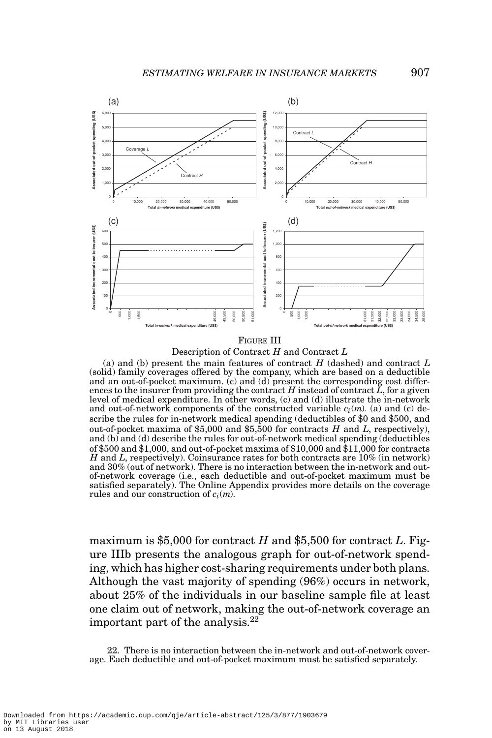FIGURE III

Description of Contract $H$ and Contract $L$

(a) and (b) present the main features of contract $H$ (dashed) and contract $L$ (solid) family coverages offered by the company, which are based on a deductible and an out-of-pocket maximum. (c) and (d) present the corresponding cost differences to the insurer from providing the contract $H$ instead of contract $L$, for a given level of medical expenditure. In other words, (c) and (d) illustrate the in-network and out-of-network components of the constructed variable $c_i(m)$. (a) and (c) describe the rules for in-network medical spending (deductibles of \$0 and \$500, and out-of-pocket maxima of \$5,000 and \$5,500 for contracts $H$ and $L$, respectively), and (b) and (d) describe the rules for out-of-network medical spending (deductibles of \$500 and \$1,000, and out-of-pocket maxima of \$10,000 and \$11,000 for contracts $H$ and $L$, respectively). Coinsurance rates for both contracts are 10% (in network) and 30% (out of network). There is no interaction between the in-network and out-of-network coverage (i.e., each deductible and out-of-pocket maximum must be satisfied separately). The Online Appendix provides more details on the coverage rules and our construction of $c_i(m)$.

maximum is \$5,000 for contract $H$ and \$5,500 for contract $L$. Figure IIIb presents the analogous graph for out-of-network spending, which has higher cost-sharing requirements under both plans. Although the vast majority of spending (96%) occurs in network, about 25% of the individuals in our baseline sample file at least one claim out of network, making the out-of-network coverage an important part of the analysis.[22]

22. There is no interaction between the in-network and out-of-network coverage. Each deductible and out-of-pocket maximum must be satisfied separately.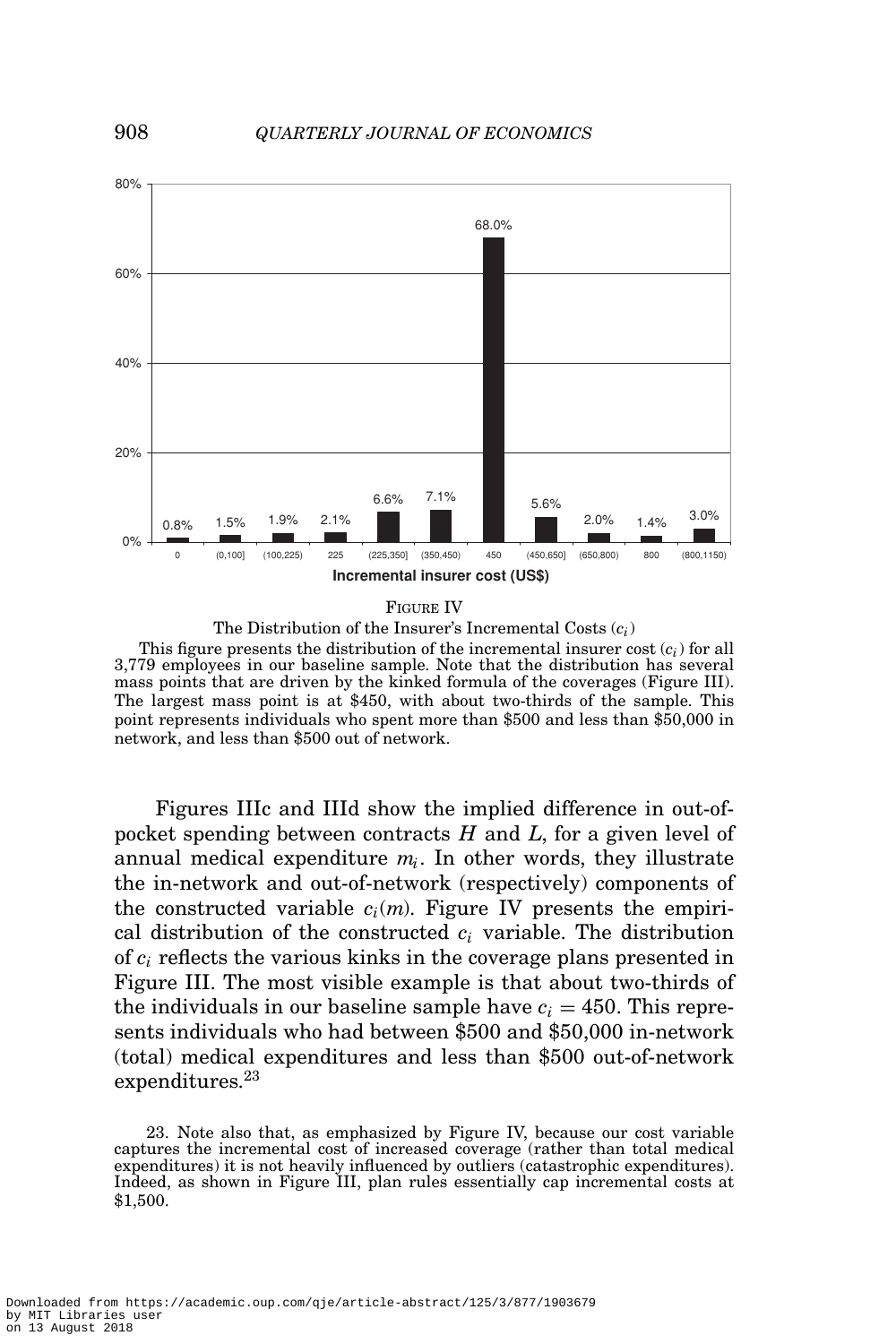FIGURE IV

The Distribution of the Insurer's Incremental Costs ($c_i$)

This figure presents the distribution of the incremental insurer cost ($c_i$) for all 3,779 employees in our baseline sample. Note that the distribution has several mass points that are driven by the kinked formula of the coverages (Figure III). The largest mass point is at \$450, with about two-thirds of the sample. This point represents individuals who spent more than \$500 and less than \$50,000 in network, and less than \$500 out of network.

Figures IIIc and IIId show the implied difference in out-of-pocket spending between contracts $H$ and $L$, for a given level of annual medical expenditure $m_i$. In other words, they illustrate the in-network and out-of-network (respectively) components of the constructed variable $c_i(m)$. Figure IV presents the empirical distribution of the constructed $c_i$ variable. The distribution of $c_i$ reflects the various kinks in the coverage plans presented in Figure III. The most visible example is that about two-thirds of the individuals in our baseline sample have $c_i = 450$. This represents individuals who had between \$500 and \$50,000 in-network (total) medical expenditures and less than \$500 out-of-network expenditures.[23]

23. Note also that, as emphasized by Figure IV, because our cost variable captures the incremental cost of increased coverage (rather than total medical expenditures) it is not heavily influenced by outliers (catastrophic expenditures). Indeed, as shown in Figure III, plan rules essentially cap incremental costs at \$1,500.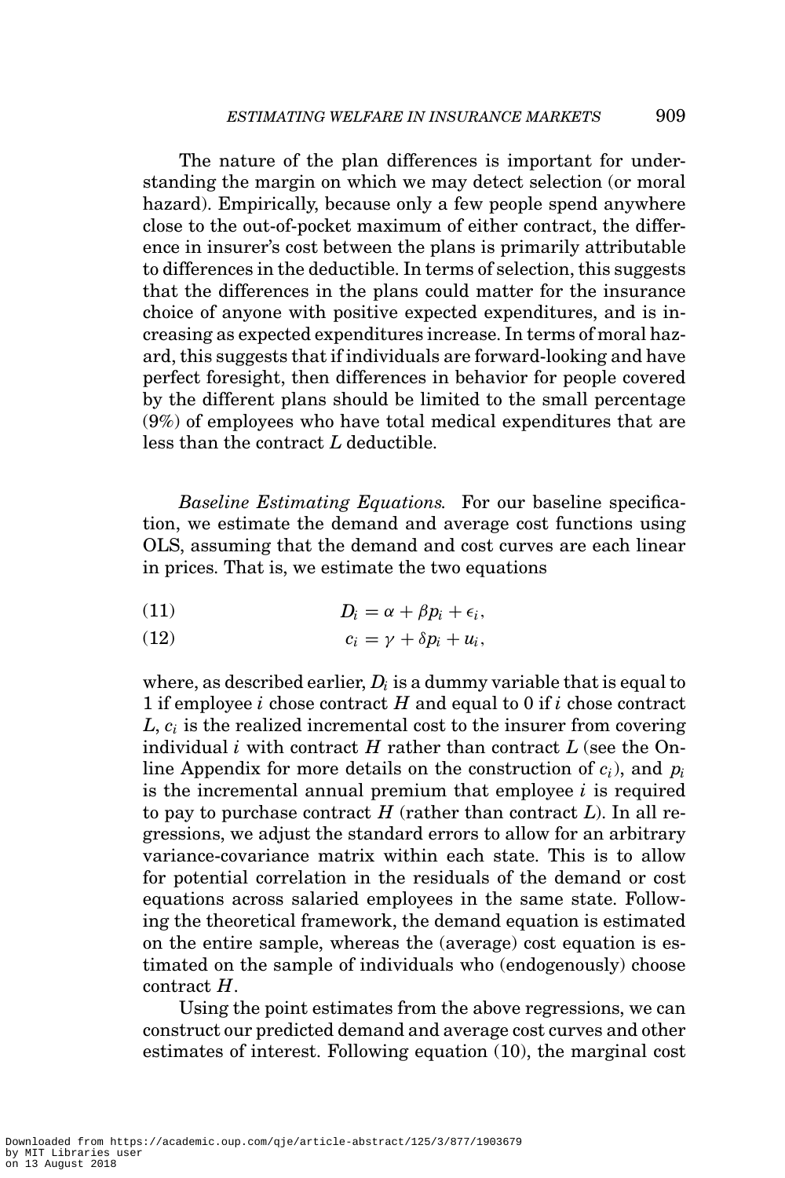The nature of the plan differences is important for understanding the margin on which we may detect selection (or moral hazard). Empirically, because only a few people spend anywhere close to the out-of-pocket maximum of either contract, the difference in insurer's cost between the plans is primarily attributable to differences in the deductible. In terms of selection, this suggests that the differences in the plans could matter for the insurance choice of anyone with positive expected expenditures, and is increasing as expected expenditures increase. In terms of moral hazard, this suggests that if individuals are forward-looking and have perfect foresight, then differences in behavior for people covered by the different plans should be limited to the small percentage (9%) of employees who have total medical expenditures that are less than the contract $L$ deductible.

*Baseline Estimating Equations.* For our baseline specification, we estimate the demand and average cost functions using OLS, assuming that the demand and cost curves are each linear in prices. That is, we estimate the two equations

$$D_i = \alpha + \beta p_i + \epsilon_i, \tag{11}$$

$$c_i = \gamma + \delta p_i + u_i, \tag{12}$$

where, as described earlier, $D_i$ is a dummy variable that is equal to 1 if employee $i$ chose contract $H$ and equal to 0 if $i$ chose contract $L$, $c_i$ is the realized incremental cost to the insurer from covering individual $i$ with contract $H$ rather than contract $L$ (see the Online Appendix for more details on the construction of $c_i$), and $p_i$ is the incremental annual premium that employee $i$ is required to pay to purchase contract $H$ (rather than contract $L$). In all regressions, we adjust the standard errors to allow for an arbitrary variance-covariance matrix within each state. This is to allow for potential correlation in the residuals of the demand or cost equations across salaried employees in the same state. Following the theoretical framework, the demand equation is estimated on the entire sample, whereas the (average) cost equation is estimated on the sample of individuals who (endogenously) choose contract $H$.

Using the point estimates from the above regressions, we can construct our predicted demand and average cost curves and other estimates of interest. Following equation (10), the marginal cost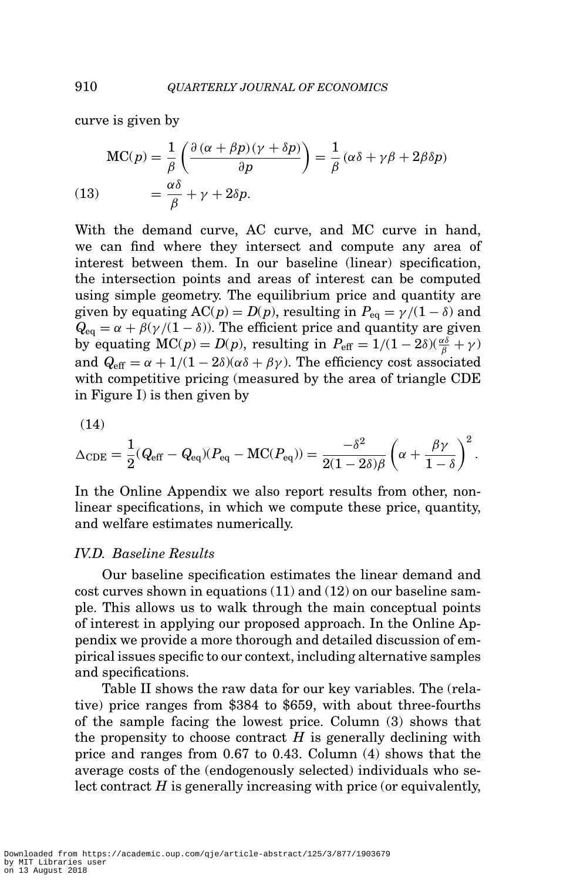curve is given by

$$\mathrm{MC}(p) = \frac{1}{\beta}\left(\frac{\partial\,(\alpha+\beta p)(\gamma+\delta p)}{\partial p}\right) = \frac{1}{\beta}\,(\alpha\delta+\gamma\beta+2\beta\delta p)$$
$$(13) \qquad = \frac{\alpha\delta}{\beta}+\gamma+2\delta p.$$

With the demand curve, AC curve, and MC curve in hand, we can find where they intersect and compute any area of interest between them. In our baseline (linear) specification, the intersection points and areas of interest can be computed using simple geometry. The equilibrium price and quantity are given by equating $\mathrm{AC}(p) = D(p)$, resulting in $P_{\mathrm{eq}} = \gamma/(1-\delta)$ and $Q_{\mathrm{eq}} = \alpha + \beta(\gamma/(1-\delta))$. The efficient price and quantity are given by equating $\mathrm{MC}(p) = D(p)$, resulting in $P_{\mathrm{eff}} = 1/(1-2\delta)(\frac{\alpha\delta}{\beta}+\gamma)$ and $Q_{\mathrm{eff}} = \alpha + 1/(1-2\delta)(\alpha\delta+\beta\gamma)$. The efficiency cost associated with competitive pricing (measured by the area of triangle CDE in Figure I) is then given by

(14)

$$\Delta_{\mathrm{CDE}} = \frac{1}{2}(Q_{\mathrm{eff}} - Q_{\mathrm{eq}})(P_{\mathrm{eq}} - \mathrm{MC}(P_{\mathrm{eq}})) = \frac{-\delta^2}{2(1-2\delta)\beta}\left(\alpha + \frac{\beta\gamma}{1-\delta}\right)^2.$$

In the Online Appendix we also report results from other, nonlinear specifications, in which we compute these price, quantity, and welfare estimates numerically.

### IV.D. Baseline Results

Our baseline specification estimates the linear demand and cost curves shown in equations (11) and (12) on our baseline sample. This allows us to walk through the main conceptual points of interest in applying our proposed approach. In the Online Appendix we provide a more thorough and detailed discussion of empirical issues specific to our context, including alternative samples and specifications.

Table II shows the raw data for our key variables. The (relative) price ranges from \$384 to \$659, with about three-fourths of the sample facing the lowest price. Column (3) shows that the propensity to choose contract $H$ is generally declining with price and ranges from 0.67 to 0.43. Column (4) shows that the average costs of the (endogenously selected) individuals who select contract $H$ is generally increasing with price (or equivalently,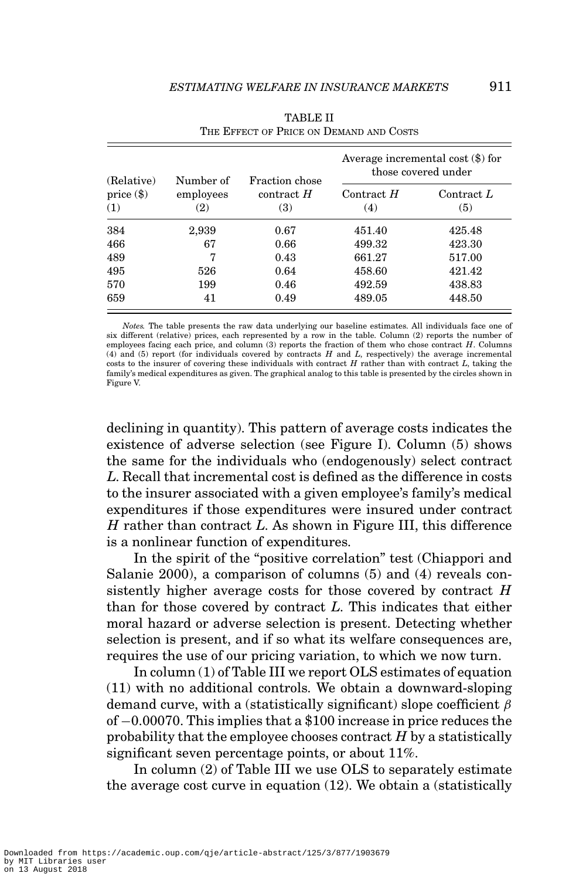TABLE II
THE EFFECT OF PRICE ON DEMAND AND COSTS

| (Relative) price ($) | Number of employees | Fraction chose contract $H$ | Average incremental cost ($) for those covered under | |
|---|---|---|---|---|
| | | | Contract $H$ | Contract $L$ |
| (1) | (2) | (3) | (4) | (5) |
| 384 | 2,939 | 0.67 | 451.40 | 425.48 |
| 466 | 67 | 0.66 | 499.32 | 423.30 |
| 489 | 7 | 0.43 | 661.27 | 517.00 |
| 495 | 526 | 0.64 | 458.60 | 421.42 |
| 570 | 199 | 0.46 | 492.59 | 438.83 |
| 659 | 41 | 0.49 | 489.05 | 448.50 |

*Notes.* The table presents the raw data underlying our baseline estimates. All individuals face one of six different (relative) prices, each represented by a row in the table. Column (2) reports the number of employees facing each price, and column (3) reports the fraction of them who chose contract $H$. Columns (4) and (5) report (for individuals covered by contracts $H$ and $L$, respectively) the average incremental costs to the insurer of covering these individuals with contract $H$ rather than with contract $L$, taking the family's medical expenditures as given. The graphical analog to this table is presented by the circles shown in Figure V.

declining in quantity). This pattern of average costs indicates the existence of adverse selection (see Figure I). Column (5) shows the same for the individuals who (endogenously) select contract $L$. Recall that incremental cost is defined as the difference in costs to the insurer associated with a given employee's family's medical expenditures if those expenditures were insured under contract $H$ rather than contract $L$. As shown in Figure III, this difference is a nonlinear function of expenditures.

In the spirit of the "positive correlation" test (Chiappori and Salanie 2000), a comparison of columns (5) and (4) reveals consistently higher average costs for those covered by contract $H$ than for those covered by contract $L$. This indicates that either moral hazard or adverse selection is present. Detecting whether selection is present, and if so what its welfare consequences are, requires the use of our pricing variation, to which we now turn.

In column (1) of Table III we report OLS estimates of equation (11) with no additional controls. We obtain a downward-sloping demand curve, with a (statistically significant) slope coefficient $\beta$ of $-0.00070$. This implies that a \$100 increase in price reduces the probability that the employee chooses contract $H$ by a statistically significant seven percentage points, or about 11%.

In column (2) of Table III we use OLS to separately estimate the average cost curve in equation (12). We obtain a (statistically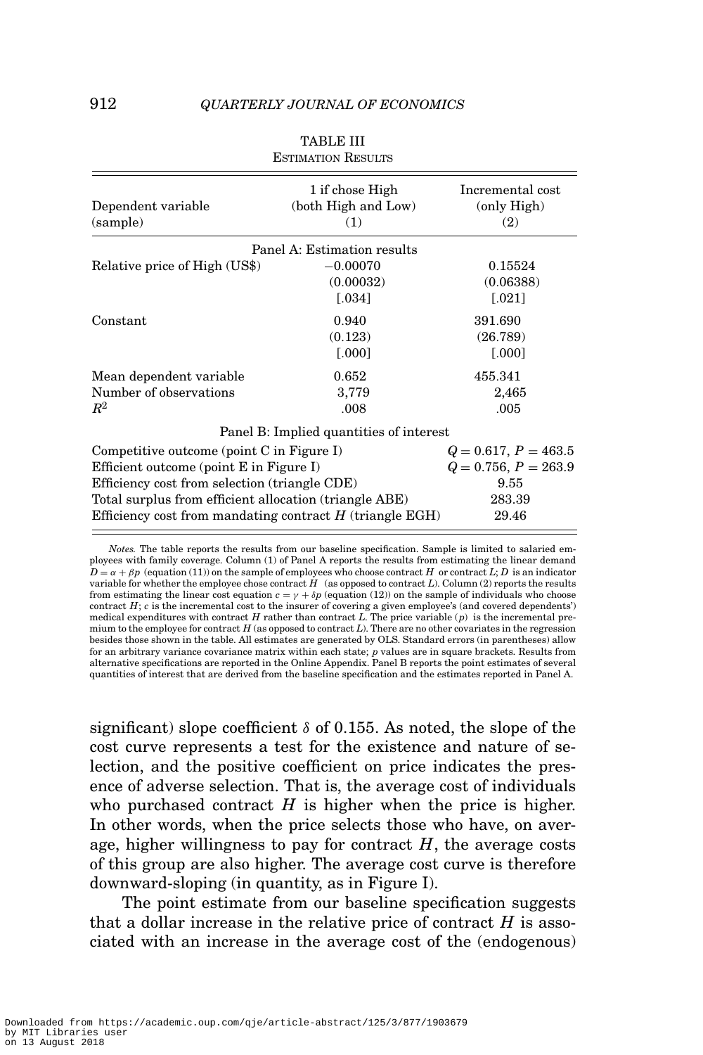TABLE III
ESTIMATION RESULTS

| Dependent variable (sample) | 1 if chose High (both High and Low) (1) | Incremental cost (only High) (2) |
|---|---|---|
| Panel A: Estimation results | | |
| Relative price of High (US$) | −0.00070 | 0.15524 |
| | (0.00032) | (0.06388) |
| | [.034] | [.021] |
| Constant | 0.940 | 391.690 |
| | (0.123) | (26.789) |
| | [.000] | [.000] |
| Mean dependent variable | 0.652 | 455.341 |
| Number of observations | 3,779 | 2,465 |
| $R^2$ | .008 | .005 |
| Panel B: Implied quantities of interest | | |
| Competitive outcome (point C in Figure I) | | $Q = 0.617$, $P = 463.5$ |
| Efficient outcome (point E in Figure I) | | $Q = 0.756$, $P = 263.9$ |
| Efficiency cost from selection (triangle CDE) | | 9.55 |
| Total surplus from efficient allocation (triangle ABE) | | 283.39 |
| Efficiency cost from mandating contract $H$ (triangle EGH) | | 29.46 |

*Notes.* The table reports the results from our baseline specification. Sample is limited to salaried employees with family coverage. Column (1) of Panel A reports the results from estimating the linear demand $D = \alpha + \beta p$ (equation (11)) on the sample of employees who choose contract $H$ or contract $L$; $D$ is an indicator variable for whether the employee chose contract $H$ (as opposed to contract $L$). Column (2) reports the results from estimating the linear cost equation $c = \gamma + \delta p$ (equation (12)) on the sample of individuals who choose contract $H$; $c$ is the incremental cost to the insurer of covering a given employee's (and covered dependents') medical expenditures with contract $H$ rather than contract $L$. The price variable ($p$) is the incremental premium to the employee for contract $H$ (as opposed to contract $L$). There are no other covariates in the regression besides those shown in the table. All estimates are generated by OLS. Standard errors (in parentheses) allow for an arbitrary variance covariance matrix within each state; $p$ values are in square brackets. Results from alternative specifications are reported in the Online Appendix. Panel B reports the point estimates of several quantities of interest that are derived from the baseline specification and the estimates reported in Panel A.

significant) slope coefficient $\delta$ of 0.155. As noted, the slope of the cost curve represents a test for the existence and nature of selection, and the positive coefficient on price indicates the presence of adverse selection. That is, the average cost of individuals who purchased contract $H$ is higher when the price is higher. In other words, when the price selects those who have, on average, higher willingness to pay for contract $H$, the average costs of this group are also higher. The average cost curve is therefore downward-sloping (in quantity, as in Figure I).

The point estimate from our baseline specification suggests that a dollar increase in the relative price of contract $H$ is associated with an increase in the average cost of the (endogenous)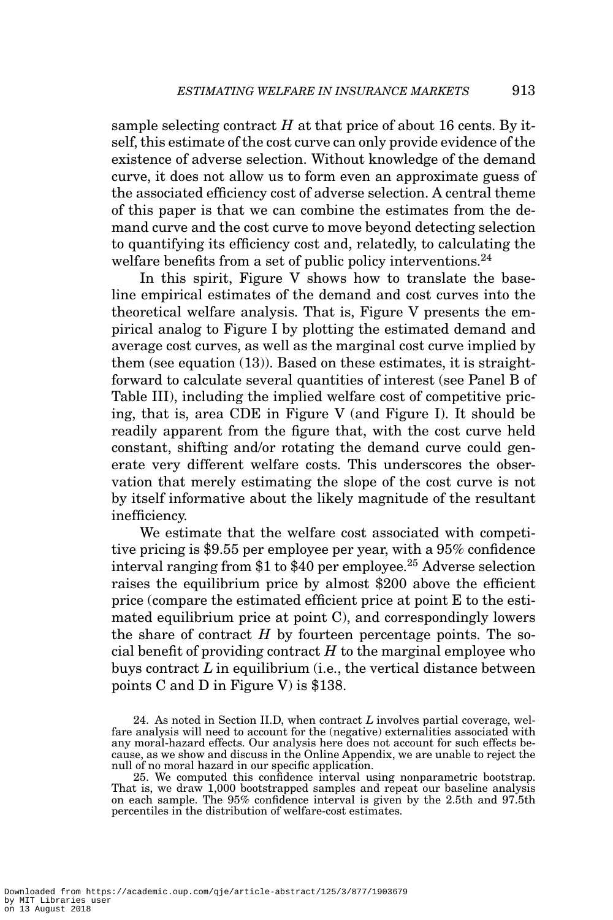sample selecting contract $H$ at that price of about 16 cents. By itself, this estimate of the cost curve can only provide evidence of the existence of adverse selection. Without knowledge of the demand curve, it does not allow us to form even an approximate guess of the associated efficiency cost of adverse selection. A central theme of this paper is that we can combine the estimates from the demand curve and the cost curve to move beyond detecting selection to quantifying its efficiency cost and, relatedly, to calculating the welfare benefits from a set of public policy interventions.[24]

In this spirit, Figure V shows how to translate the baseline empirical estimates of the demand and cost curves into the theoretical welfare analysis. That is, Figure V presents the empirical analog to Figure I by plotting the estimated demand and average cost curves, as well as the marginal cost curve implied by them (see equation (13)). Based on these estimates, it is straightforward to calculate several quantities of interest (see Panel B of Table III), including the implied welfare cost of competitive pricing, that is, area CDE in Figure V (and Figure I). It should be readily apparent from the figure that, with the cost curve held constant, shifting and/or rotating the demand curve could generate very different welfare costs. This underscores the observation that merely estimating the slope of the cost curve is not by itself informative about the likely magnitude of the resultant inefficiency.

We estimate that the welfare cost associated with competitive pricing is \$9.55 per employee per year, with a 95% confidence interval ranging from \$1 to \$40 per employee.[25] Adverse selection raises the equilibrium price by almost \$200 above the efficient price (compare the estimated efficient price at point E to the estimated equilibrium price at point C), and correspondingly lowers the share of contract $H$ by fourteen percentage points. The social benefit of providing contract $H$ to the marginal employee who buys contract $L$ in equilibrium (i.e., the vertical distance between points C and D in Figure V) is \$138.

24. As noted in Section II.D, when contract $L$ involves partial coverage, welfare analysis will need to account for the (negative) externalities associated with any moral-hazard effects. Our analysis here does not account for such effects because, as we show and discuss in the Online Appendix, we are unable to reject the null of no moral hazard in our specific application.

25. We computed this confidence interval using nonparametric bootstrap. That is, we draw 1,000 bootstrapped samples and repeat our baseline analysis on each sample. The 95% confidence interval is given by the 2.5th and 97.5th percentiles in the distribution of welfare-cost estimates.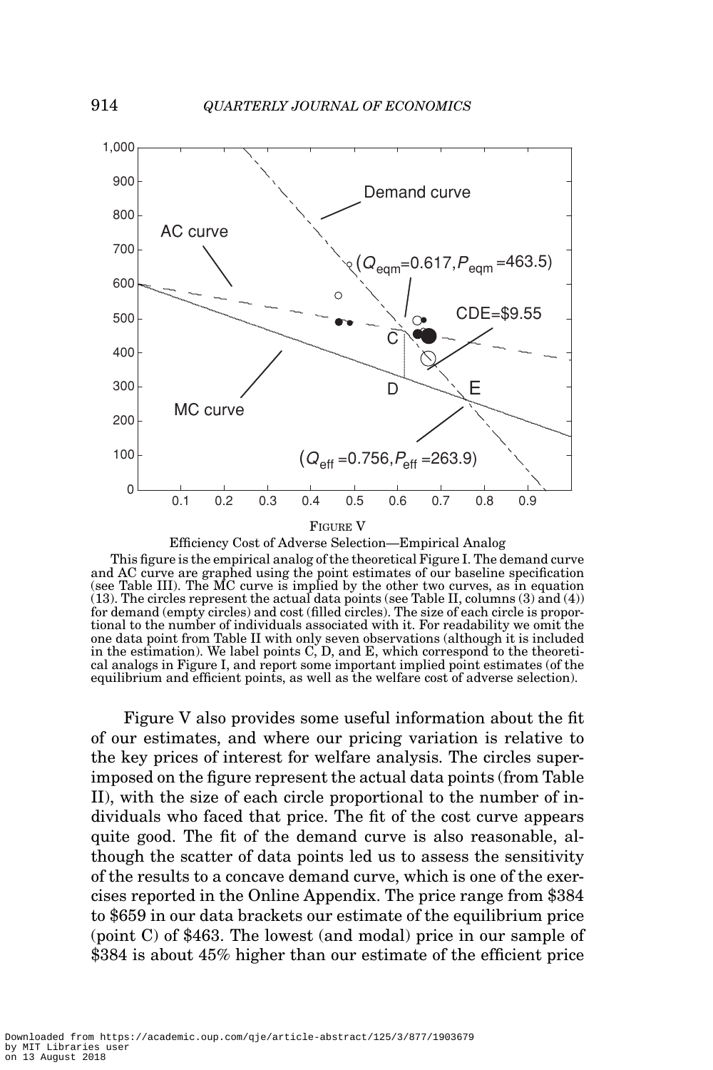FIGURE V

Efficiency Cost of Adverse Selection—Empirical Analog

This figure is the empirical analog of the theoretical Figure I. The demand curve and AC curve are graphed using the point estimates of our baseline specification (see Table III). The MC curve is implied by the other two curves, as in equation (13). The circles represent the actual data points (see Table II, columns (3) and (4)) for demand (empty circles) and cost (filled circles). The size of each circle is proportional to the number of individuals associated with it. For readability we omit the one data point from Table II with only seven observations (although it is included in the estimation). We label points C, D, and E, which correspond to the theoretical analogs in Figure I, and report some important implied point estimates (of the equilibrium and efficient points, as well as the welfare cost of adverse selection).

Figure V also provides some useful information about the fit of our estimates, and where our pricing variation is relative to the key prices of interest for welfare analysis. The circles superimposed on the figure represent the actual data points (from Table II), with the size of each circle proportional to the number of individuals who faced that price. The fit of the cost curve appears quite good. The fit of the demand curve is also reasonable, although the scatter of data points led us to assess the sensitivity of the results to a concave demand curve, which is one of the exercises reported in the Online Appendix. The price range from \$384 to \$659 in our data brackets our estimate of the equilibrium price (point C) of \$463. The lowest (and modal) price in our sample of \$384 is about 45% higher than our estimate of the efficient price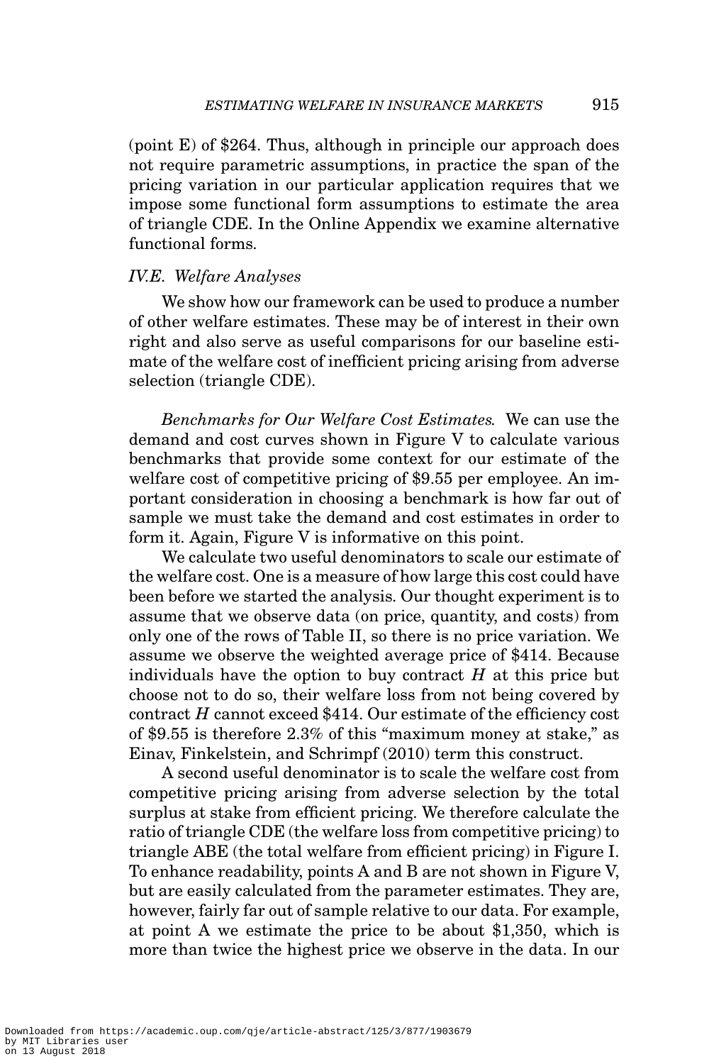(point E) of $264. Thus, although in principle our approach does not require parametric assumptions, in practice the span of the pricing variation in our particular application requires that we impose some functional form assumptions to estimate the area of triangle CDE. In the Online Appendix we examine alternative functional forms.

### *IV.E. Welfare Analyses*

We show how our framework can be used to produce a number of other welfare estimates. These may be of interest in their own right and also serve as useful comparisons for our baseline estimate of the welfare cost of inefficient pricing arising from adverse selection (triangle CDE).

*Benchmarks for Our Welfare Cost Estimates.* We can use the demand and cost curves shown in Figure V to calculate various benchmarks that provide some context for our estimate of the welfare cost of competitive pricing of $9.55 per employee. An important consideration in choosing a benchmark is how far out of sample we must take the demand and cost estimates in order to form it. Again, Figure V is informative on this point.

We calculate two useful denominators to scale our estimate of the welfare cost. One is a measure of how large this cost could have been before we started the analysis. Our thought experiment is to assume that we observe data (on price, quantity, and costs) from only one of the rows of Table II, so there is no price variation. We assume we observe the weighted average price of $414. Because individuals have the option to buy contract $H$ at this price but choose not to do so, their welfare loss from not being covered by contract $H$ cannot exceed $414. Our estimate of the efficiency cost of $9.55 is therefore 2.3% of this "maximum money at stake," as Einav, Finkelstein, and Schrimpf (2010) term this construct.

A second useful denominator is to scale the welfare cost from competitive pricing arising from adverse selection by the total surplus at stake from efficient pricing. We therefore calculate the ratio of triangle CDE (the welfare loss from competitive pricing) to triangle ABE (the total welfare from efficient pricing) in Figure I. To enhance readability, points A and B are not shown in Figure V, but are easily calculated from the parameter estimates. They are, however, fairly far out of sample relative to our data. For example, at point A we estimate the price to be about $1,350, which is more than twice the highest price we observe in the data. In our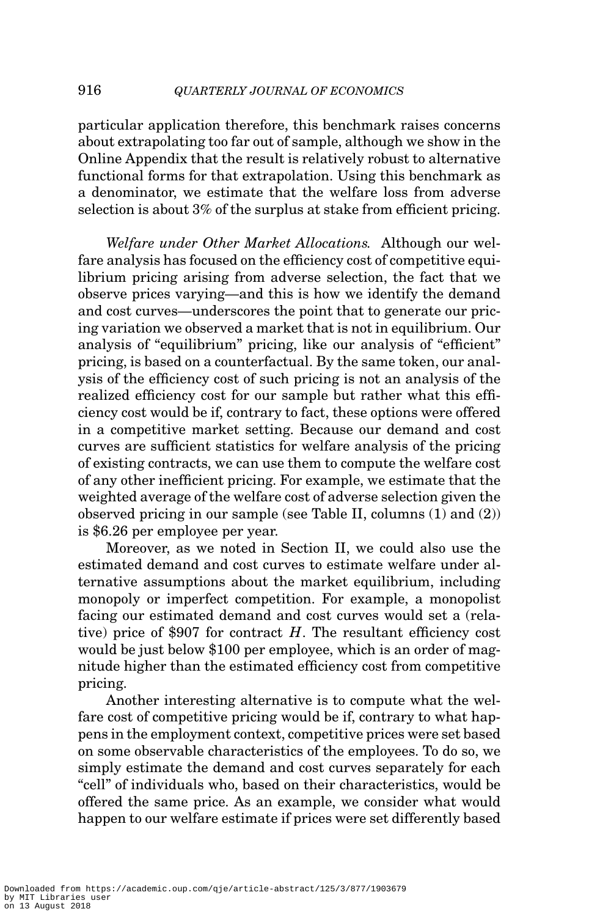particular application therefore, this benchmark raises concerns about extrapolating too far out of sample, although we show in the Online Appendix that the result is relatively robust to alternative functional forms for that extrapolation. Using this benchmark as a denominator, we estimate that the welfare loss from adverse selection is about 3% of the surplus at stake from efficient pricing.

*Welfare under Other Market Allocations.* Although our welfare analysis has focused on the efficiency cost of competitive equilibrium pricing arising from adverse selection, the fact that we observe prices varying—and this is how we identify the demand and cost curves—underscores the point that to generate our pricing variation we observed a market that is not in equilibrium. Our analysis of "equilibrium" pricing, like our analysis of "efficient" pricing, is based on a counterfactual. By the same token, our analysis of the efficiency cost of such pricing is not an analysis of the realized efficiency cost for our sample but rather what this efficiency cost would be if, contrary to fact, these options were offered in a competitive market setting. Because our demand and cost curves are sufficient statistics for welfare analysis of the pricing of existing contracts, we can use them to compute the welfare cost of any other inefficient pricing. For example, we estimate that the weighted average of the welfare cost of adverse selection given the observed pricing in our sample (see Table II, columns (1) and (2)) is \$6.26 per employee per year.

Moreover, as we noted in Section II, we could also use the estimated demand and cost curves to estimate welfare under alternative assumptions about the market equilibrium, including monopoly or imperfect competition. For example, a monopolist facing our estimated demand and cost curves would set a (relative) price of \$907 for contract $H$. The resultant efficiency cost would be just below \$100 per employee, which is an order of magnitude higher than the estimated efficiency cost from competitive pricing.

Another interesting alternative is to compute what the welfare cost of competitive pricing would be if, contrary to what happens in the employment context, competitive prices were set based on some observable characteristics of the employees. To do so, we simply estimate the demand and cost curves separately for each "cell" of individuals who, based on their characteristics, would be offered the same price. As an example, we consider what would happen to our welfare estimate if prices were set differently based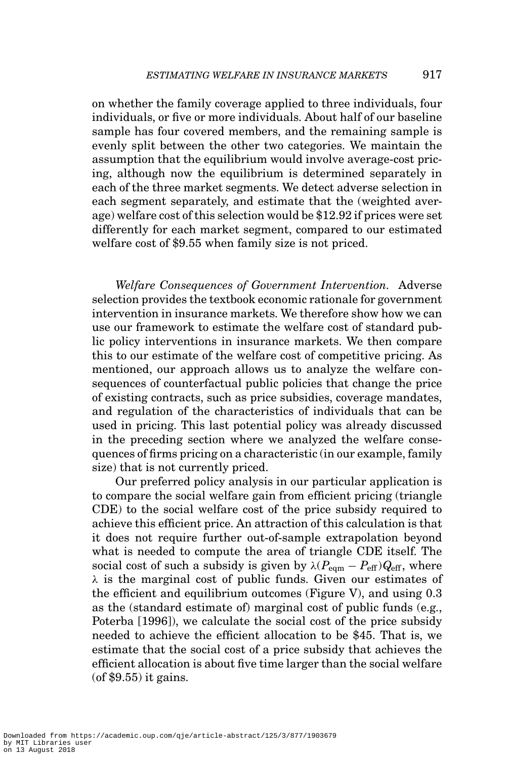on whether the family coverage applied to three individuals, four individuals, or five or more individuals. About half of our baseline sample has four covered members, and the remaining sample is evenly split between the other two categories. We maintain the assumption that the equilibrium would involve average-cost pricing, although now the equilibrium is determined separately in each of the three market segments. We detect adverse selection in each segment separately, and estimate that the (weighted average) welfare cost of this selection would be $12.92 if prices were set differently for each market segment, compared to our estimated welfare cost of $9.55 when family size is not priced.

*Welfare Consequences of Government Intervention.* Adverse selection provides the textbook economic rationale for government intervention in insurance markets. We therefore show how we can use our framework to estimate the welfare cost of standard public policy interventions in insurance markets. We then compare this to our estimate of the welfare cost of competitive pricing. As mentioned, our approach allows us to analyze the welfare consequences of counterfactual public policies that change the price of existing contracts, such as price subsidies, coverage mandates, and regulation of the characteristics of individuals that can be used in pricing. This last potential policy was already discussed in the preceding section where we analyzed the welfare consequences of firms pricing on a characteristic (in our example, family size) that is not currently priced.

Our preferred policy analysis in our particular application is to compare the social welfare gain from efficient pricing (triangle CDE) to the social welfare cost of the price subsidy required to achieve this efficient price. An attraction of this calculation is that it does not require further out-of-sample extrapolation beyond what is needed to compute the area of triangle CDE itself. The social cost of such a subsidy is given by $\lambda(P_{\text{eqm}} - P_{\text{eff}})Q_{\text{eff}}$, where $\lambda$ is the marginal cost of public funds. Given our estimates of the efficient and equilibrium outcomes (Figure V), and using 0.3 as the (standard estimate of) marginal cost of public funds (e.g., Poterba [1996]), we calculate the social cost of the price subsidy needed to achieve the efficient allocation to be $45. That is, we estimate that the social cost of a price subsidy that achieves the efficient allocation is about five time larger than the social welfare (of $9.55) it gains.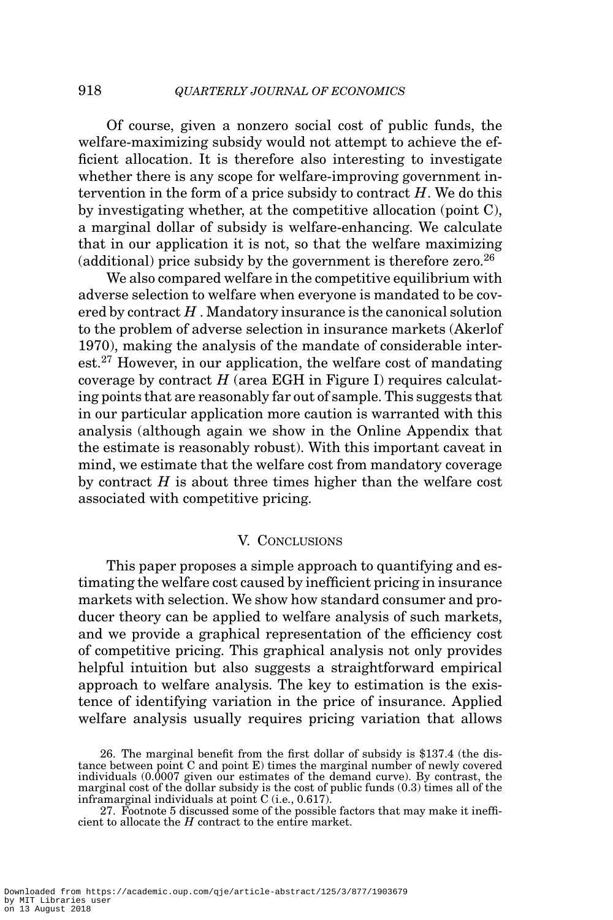Of course, given a nonzero social cost of public funds, the welfare-maximizing subsidy would not attempt to achieve the efficient allocation. It is therefore also interesting to investigate whether there is any scope for welfare-improving government intervention in the form of a price subsidy to contract $H$. We do this by investigating whether, at the competitive allocation (point C), a marginal dollar of subsidy is welfare-enhancing. We calculate that in our application it is not, so that the welfare maximizing (additional) price subsidy by the government is therefore zero.[26]

We also compared welfare in the competitive equilibrium with adverse selection to welfare when everyone is mandated to be covered by contract $H$. Mandatory insurance is the canonical solution to the problem of adverse selection in insurance markets (Akerlof 1970), making the analysis of the mandate of considerable interest.[27] However, in our application, the welfare cost of mandating coverage by contract $H$ (area EGH in Figure I) requires calculating points that are reasonably far out of sample. This suggests that in our particular application more caution is warranted with this analysis (although again we show in the Online Appendix that the estimate is reasonably robust). With this important caveat in mind, we estimate that the welfare cost from mandatory coverage by contract $H$ is about three times higher than the welfare cost associated with competitive pricing.

## V. Conclusions

This paper proposes a simple approach to quantifying and estimating the welfare cost caused by inefficient pricing in insurance markets with selection. We show how standard consumer and producer theory can be applied to welfare analysis of such markets, and we provide a graphical representation of the efficiency cost of competitive pricing. This graphical analysis not only provides helpful intuition but also suggests a straightforward empirical approach to welfare analysis. The key to estimation is the existence of identifying variation in the price of insurance. Applied welfare analysis usually requires pricing variation that allows

26. The marginal benefit from the first dollar of subsidy is \$137.4 (the distance between point C and point E) times the marginal number of newly covered individuals (0.0007 given our estimates of the demand curve). By contrast, the marginal cost of the dollar subsidy is the cost of public funds (0.3) times all of the inframarginal individuals at point C (i.e., 0.617).

27. Footnote 5 discussed some of the possible factors that may make it inefficient to allocate the $H$ contract to the entire market.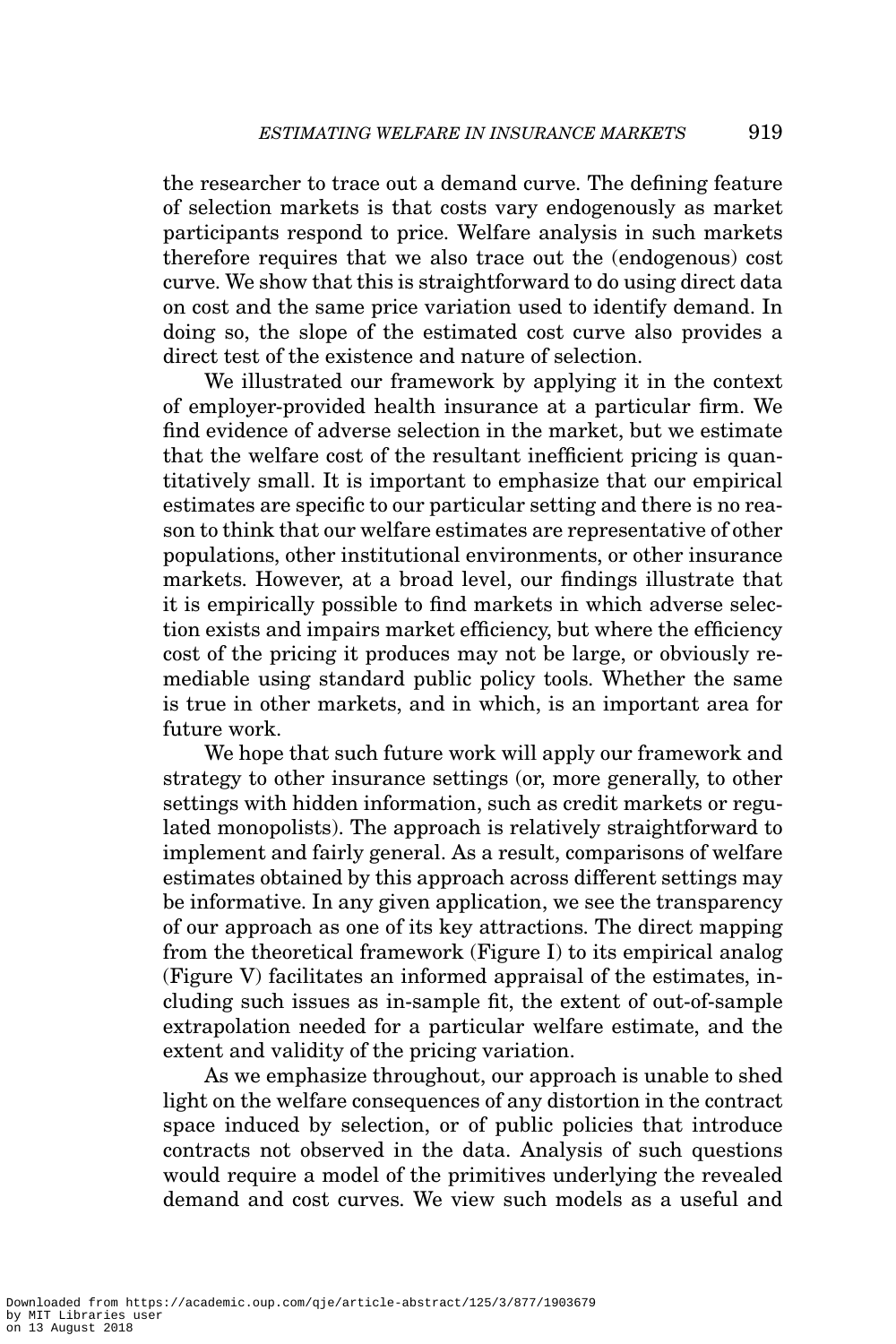the researcher to trace out a demand curve. The defining feature of selection markets is that costs vary endogenously as market participants respond to price. Welfare analysis in such markets therefore requires that we also trace out the (endogenous) cost curve. We show that this is straightforward to do using direct data on cost and the same price variation used to identify demand. In doing so, the slope of the estimated cost curve also provides a direct test of the existence and nature of selection.

We illustrated our framework by applying it in the context of employer-provided health insurance at a particular firm. We find evidence of adverse selection in the market, but we estimate that the welfare cost of the resultant inefficient pricing is quantitatively small. It is important to emphasize that our empirical estimates are specific to our particular setting and there is no reason to think that our welfare estimates are representative of other populations, other institutional environments, or other insurance markets. However, at a broad level, our findings illustrate that it is empirically possible to find markets in which adverse selection exists and impairs market efficiency, but where the efficiency cost of the pricing it produces may not be large, or obviously remediable using standard public policy tools. Whether the same is true in other markets, and in which, is an important area for future work.

We hope that such future work will apply our framework and strategy to other insurance settings (or, more generally, to other settings with hidden information, such as credit markets or regulated monopolists). The approach is relatively straightforward to implement and fairly general. As a result, comparisons of welfare estimates obtained by this approach across different settings may be informative. In any given application, we see the transparency of our approach as one of its key attractions. The direct mapping from the theoretical framework (Figure I) to its empirical analog (Figure V) facilitates an informed appraisal of the estimates, including such issues as in-sample fit, the extent of out-of-sample extrapolation needed for a particular welfare estimate, and the extent and validity of the pricing variation.

As we emphasize throughout, our approach is unable to shed light on the welfare consequences of any distortion in the contract space induced by selection, or of public policies that introduce contracts not observed in the data. Analysis of such questions would require a model of the primitives underlying the revealed demand and cost curves. We view such models as a useful and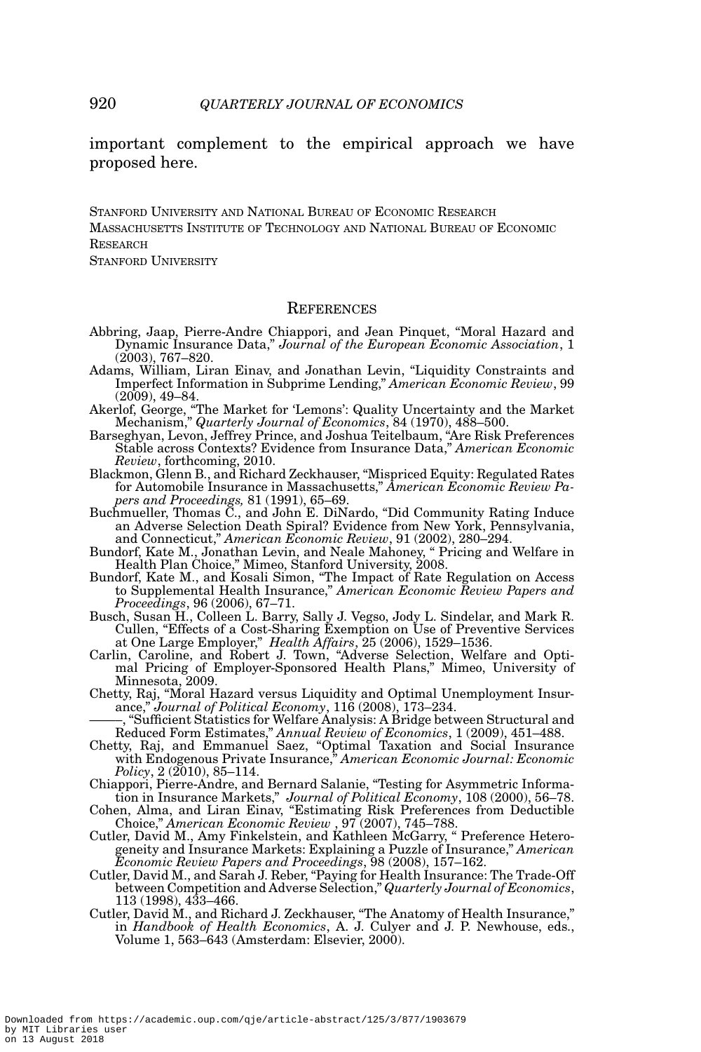important complement to the empirical approach we have proposed here.

STANFORD UNIVERSITY AND NATIONAL BUREAU OF ECONOMIC RESEARCH
MASSACHUSETTS INSTITUTE OF TECHNOLOGY AND NATIONAL BUREAU OF ECONOMIC RESEARCH
STANFORD UNIVERSITY

## REFERENCES

Abbring, Jaap, Pierre-Andre Chiappori, and Jean Pinquet, "Moral Hazard and Dynamic Insurance Data," *Journal of the European Economic Association*, 1 (2003), 767–820.

Adams, William, Liran Einav, and Jonathan Levin, "Liquidity Constraints and Imperfect Information in Subprime Lending," *American Economic Review*, 99 (2009), 49–84.

Akerlof, George, "The Market for 'Lemons': Quality Uncertainty and the Market Mechanism," *Quarterly Journal of Economics*, 84 (1970), 488–500.

Barseghyan, Levon, Jeffrey Prince, and Joshua Teitelbaum, "Are Risk Preferences Stable across Contexts? Evidence from Insurance Data," *American Economic Review*, forthcoming, 2010.

Blackmon, Glenn B., and Richard Zeckhauser, "Mispriced Equity: Regulated Rates for Automobile Insurance in Massachusetts," *American Economic Review Papers and Proceedings,* 81 (1991), 65–69.

Buchmueller, Thomas C., and John E. DiNardo, "Did Community Rating Induce an Adverse Selection Death Spiral? Evidence from New York, Pennsylvania, and Connecticut," *American Economic Review*, 91 (2002), 280–294.

Bundorf, Kate M., Jonathan Levin, and Neale Mahoney, " Pricing and Welfare in Health Plan Choice," Mimeo, Stanford University, 2008.

Bundorf, Kate M., and Kosali Simon, "The Impact of Rate Regulation on Access to Supplemental Health Insurance," *American Economic Review Papers and Proceedings*, 96 (2006), 67–71.

Busch, Susan H., Colleen L. Barry, Sally J. Vegso, Jody L. Sindelar, and Mark R. Cullen, "Effects of a Cost-Sharing Exemption on Use of Preventive Services at One Large Employer," *Health Affairs*, 25 (2006), 1529–1536.

Carlin, Caroline, and Robert J. Town, "Adverse Selection, Welfare and Optimal Pricing of Employer-Sponsored Health Plans," Mimeo, University of Minnesota, 2009.

Chetty, Raj, "Moral Hazard versus Liquidity and Optimal Unemployment Insurance," *Journal of Political Economy*, 116 (2008), 173–234.

——, "Sufficient Statistics for Welfare Analysis: A Bridge between Structural and Reduced Form Estimates," *Annual Review of Economics*, 1 (2009), 451–488.

Chetty, Raj, and Emmanuel Saez, "Optimal Taxation and Social Insurance with Endogenous Private Insurance," *American Economic Journal: Economic Policy*, 2 (2010), 85–114.

Chiappori, Pierre-Andre, and Bernard Salanie, "Testing for Asymmetric Information in Insurance Markets," *Journal of Political Economy*, 108 (2000), 56–78.

Cohen, Alma, and Liran Einav, "Estimating Risk Preferences from Deductible Choice," *American Economic Review* , 97 (2007), 745–788.

Cutler, David M., Amy Finkelstein, and Kathleen McGarry, " Preference Heterogeneity and Insurance Markets: Explaining a Puzzle of Insurance," *American Economic Review Papers and Proceedings*, 98 (2008), 157–162.

Cutler, David M., and Sarah J. Reber, "Paying for Health Insurance: The Trade-Off between Competition and Adverse Selection," *Quarterly Journal of Economics*, 113 (1998), 433–466.

Cutler, David M., and Richard J. Zeckhauser, "The Anatomy of Health Insurance," in *Handbook of Health Economics*, A. J. Culyer and J. P. Newhouse, eds., Volume 1, 563–643 (Amsterdam: Elsevier, 2000).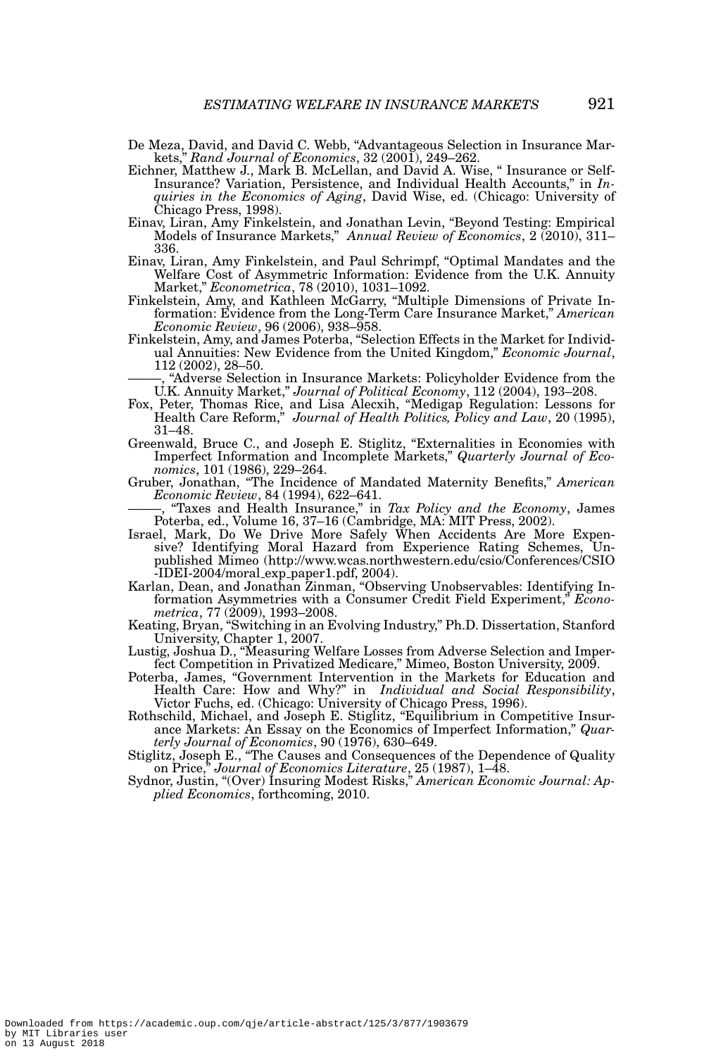De Meza, David, and David C. Webb, "Advantageous Selection in Insurance Markets," *Rand Journal of Economics*, 32 (2001), 249–262.

Eichner, Matthew J., Mark B. McLellan, and David A. Wise, " Insurance or Self-Insurance? Variation, Persistence, and Individual Health Accounts," in *Inquiries in the Economics of Aging*, David Wise, ed. (Chicago: University of Chicago Press, 1998).

Einav, Liran, Amy Finkelstein, and Jonathan Levin, "Beyond Testing: Empirical Models of Insurance Markets," *Annual Review of Economics*, 2 (2010), 311–336.

Einav, Liran, Amy Finkelstein, and Paul Schrimpf, "Optimal Mandates and the Welfare Cost of Asymmetric Information: Evidence from the U.K. Annuity Market," *Econometrica*, 78 (2010), 1031–1092.

Finkelstein, Amy, and Kathleen McGarry, "Multiple Dimensions of Private Information: Evidence from the Long-Term Care Insurance Market," *American Economic Review*, 96 (2006), 938–958.

Finkelstein, Amy, and James Poterba, "Selection Effects in the Market for Individual Annuities: New Evidence from the United Kingdom," *Economic Journal*, 112 (2002), 28–50.

——, "Adverse Selection in Insurance Markets: Policyholder Evidence from the U.K. Annuity Market," *Journal of Political Economy*, 112 (2004), 193–208.

Fox, Peter, Thomas Rice, and Lisa Alecxih, "Medigap Regulation: Lessons for Health Care Reform," *Journal of Health Politics, Policy and Law*, 20 (1995), 31–48.

Greenwald, Bruce C., and Joseph E. Stiglitz, "Externalities in Economies with Imperfect Information and Incomplete Markets," *Quarterly Journal of Economics*, 101 (1986), 229–264.

Gruber, Jonathan, "The Incidence of Mandated Maternity Benefits," *American Economic Review*, 84 (1994), 622–641.

——, "Taxes and Health Insurance," in *Tax Policy and the Economy*, James Poterba, ed., Volume 16, 37–16 (Cambridge, MA: MIT Press, 2002).

Israel, Mark, Do We Drive More Safely When Accidents Are More Expensive? Identifying Moral Hazard from Experience Rating Schemes, Unpublished Mimeo (http://www.wcas.northwestern.edu/csio/Conferences/CSIO-IDEI-2004/moral_exp_paper1.pdf, 2004).

Karlan, Dean, and Jonathan Zinman, "Observing Unobservables: Identifying Information Asymmetries with a Consumer Credit Field Experiment," *Econometrica*, 77 (2009), 1993–2008.

Keating, Bryan, "Switching in an Evolving Industry," Ph.D. Dissertation, Stanford University, Chapter 1, 2007.

Lustig, Joshua D., "Measuring Welfare Losses from Adverse Selection and Imperfect Competition in Privatized Medicare," Mimeo, Boston University, 2009.

Poterba, James, "Government Intervention in the Markets for Education and Health Care: How and Why?" in *Individual and Social Responsibility*, Victor Fuchs, ed. (Chicago: University of Chicago Press, 1996).

Rothschild, Michael, and Joseph E. Stiglitz, "Equilibrium in Competitive Insurance Markets: An Essay on the Economics of Imperfect Information," *Quarterly Journal of Economics*, 90 (1976), 630–649.

Stiglitz, Joseph E., "The Causes and Consequences of the Dependence of Quality on Price," *Journal of Economics Literature*, 25 (1987), 1–48.

Sydnor, Justin, "(Over) Insuring Modest Risks," *American Economic Journal: Applied Economics*, forthcoming, 2010.